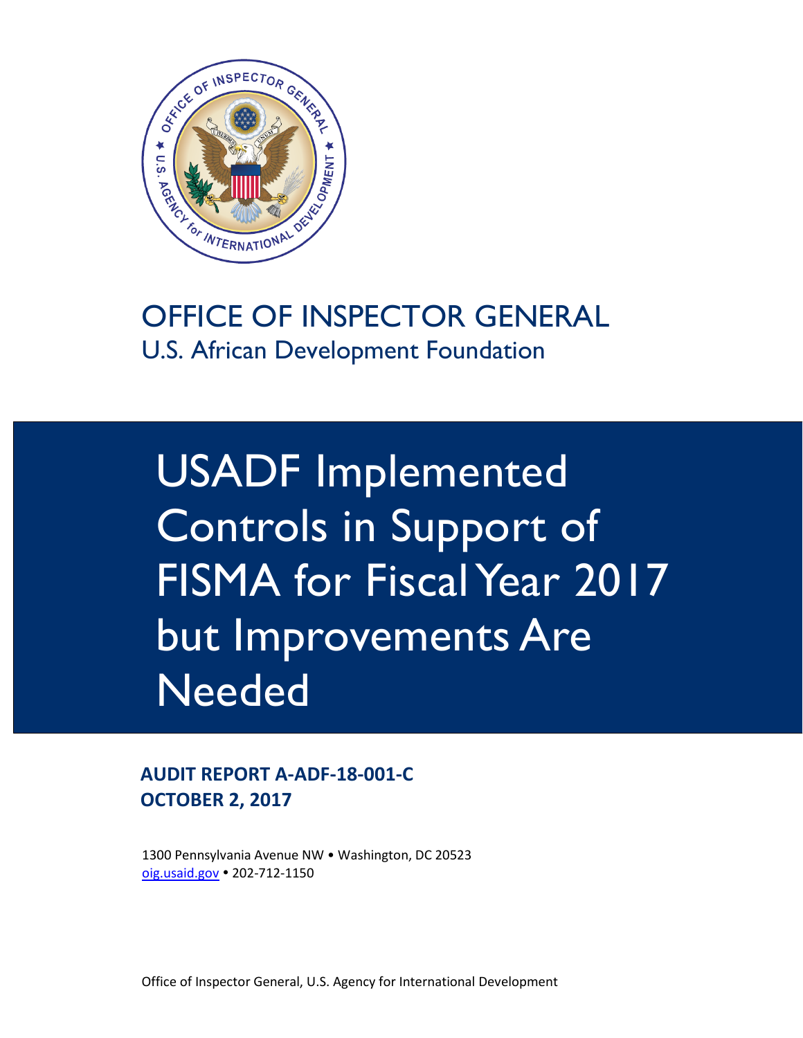# OFFICE OF INSPECTOR GENERAL

U.S. African Development Foundation

# USADF Implemented Controls in Support of FISMA for Fiscal Year 2017 but Improvements Are Needed

**AUDIT REPORT A-ADF-18-001-C**
**OCTOBER 2, 2017**

1300 Pennsylvania Avenue NW • Washington, DC 20523
oig.usaid.gov • 202-712-1150

Office of Inspector General, U.S. Agency for International Development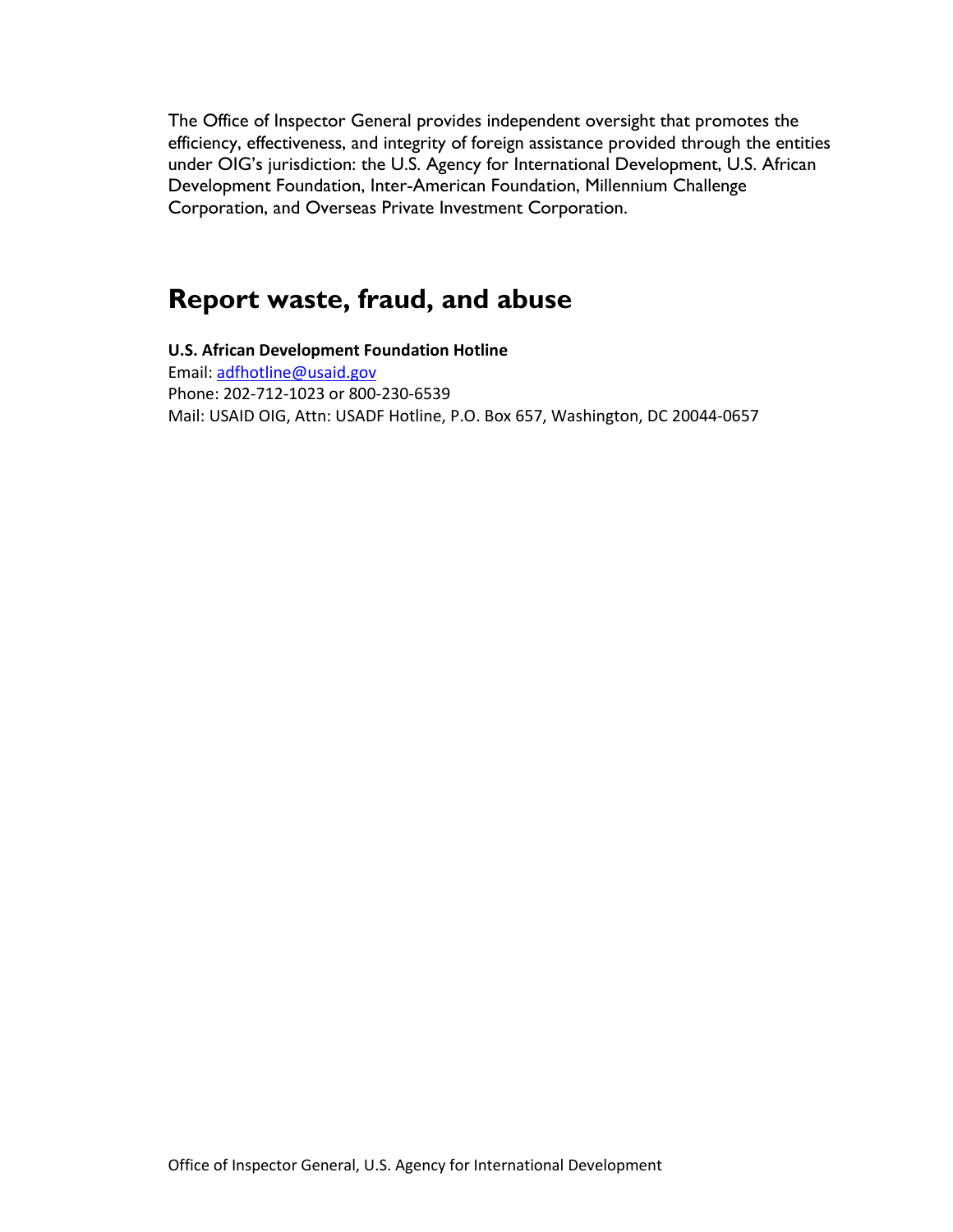The Office of Inspector General provides independent oversight that promotes the efficiency, effectiveness, and integrity of foreign assistance provided through the entities under OIG's jurisdiction: the U.S. Agency for International Development, U.S. African Development Foundation, Inter-American Foundation, Millennium Challenge Corporation, and Overseas Private Investment Corporation.

## Report waste, fraud, and abuse

**U.S. African Development Foundation Hotline**
Email: adfhotline@usaid.gov
Phone: 202-712-1023 or 800-230-6539
Mail: USAID OIG, Attn: USADF Hotline, P.O. Box 657, Washington, DC 20044-0657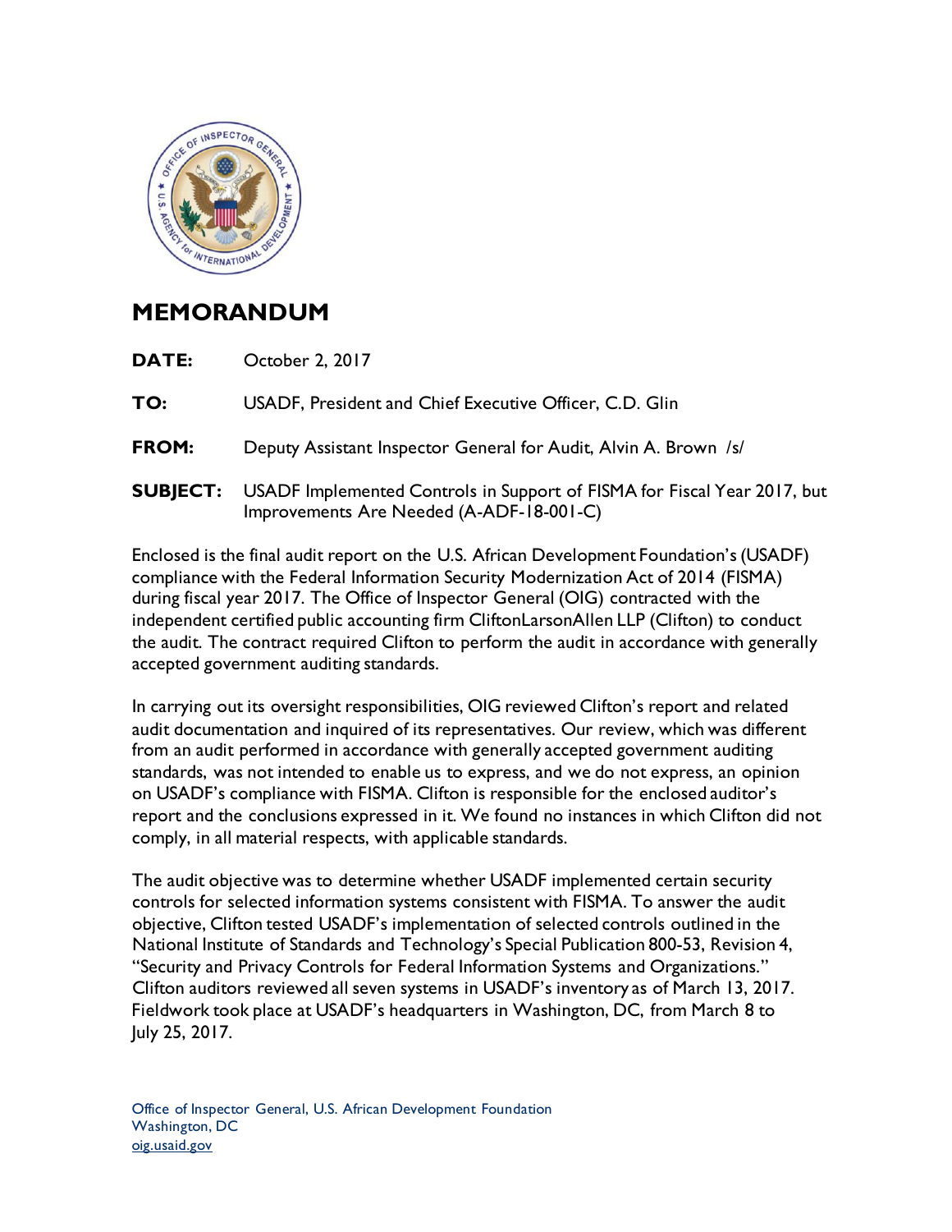# MEMORANDUM

**DATE:** October 2, 2017

**TO:** USADF, President and Chief Executive Officer, C.D. Glin

**FROM:** Deputy Assistant Inspector General for Audit, Alvin A. Brown /s/

**SUBJECT:** USADF Implemented Controls in Support of FISMA for Fiscal Year 2017, but Improvements Are Needed (A-ADF-18-001-C)

Enclosed is the final audit report on the U.S. African Development Foundation's (USADF) compliance with the Federal Information Security Modernization Act of 2014 (FISMA) during fiscal year 2017. The Office of Inspector General (OIG) contracted with the independent certified public accounting firm CliftonLarsonAllen LLP (Clifton) to conduct the audit. The contract required Clifton to perform the audit in accordance with generally accepted government auditing standards.

In carrying out its oversight responsibilities, OIG reviewed Clifton's report and related audit documentation and inquired of its representatives. Our review, which was different from an audit performed in accordance with generally accepted government auditing standards, was not intended to enable us to express, and we do not express, an opinion on USADF's compliance with FISMA. Clifton is responsible for the enclosed auditor's report and the conclusions expressed in it. We found no instances in which Clifton did not comply, in all material respects, with applicable standards.

The audit objective was to determine whether USADF implemented certain security controls for selected information systems consistent with FISMA. To answer the audit objective, Clifton tested USADF's implementation of selected controls outlined in the National Institute of Standards and Technology's Special Publication 800-53, Revision 4, "Security and Privacy Controls for Federal Information Systems and Organizations." Clifton auditors reviewed all seven systems in USADF's inventory as of March 13, 2017. Fieldwork took place at USADF's headquarters in Washington, DC, from March 8 to July 25, 2017.

Office of Inspector General, U.S. African Development Foundation
Washington, DC
oig.usaid.gov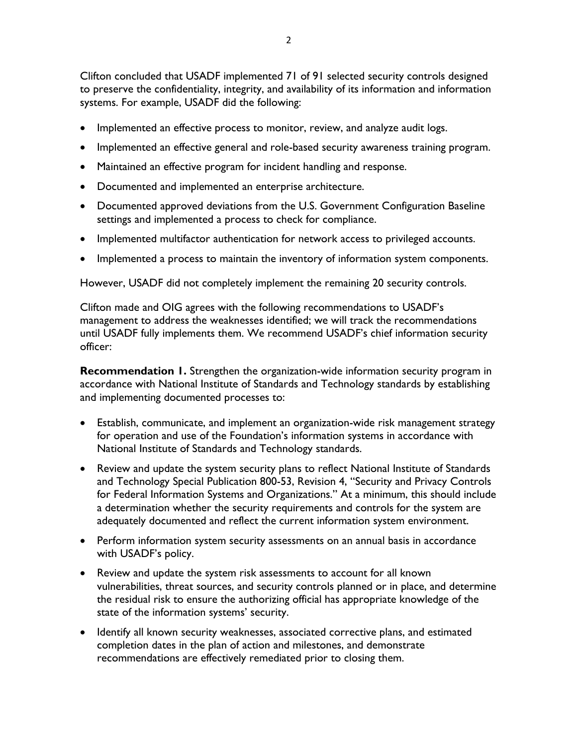Clifton concluded that USADF implemented 71 of 91 selected security controls designed to preserve the confidentiality, integrity, and availability of its information and information systems. For example, USADF did the following:

- Implemented an effective process to monitor, review, and analyze audit logs.
- Implemented an effective general and role-based security awareness training program.
- Maintained an effective program for incident handling and response.
- Documented and implemented an enterprise architecture.
- Documented approved deviations from the U.S. Government Configuration Baseline settings and implemented a process to check for compliance.
- Implemented multifactor authentication for network access to privileged accounts.
- Implemented a process to maintain the inventory of information system components.

However, USADF did not completely implement the remaining 20 security controls.

Clifton made and OIG agrees with the following recommendations to USADF's management to address the weaknesses identified; we will track the recommendations until USADF fully implements them. We recommend USADF's chief information security officer:

**Recommendation 1.** Strengthen the organization-wide information security program in accordance with National Institute of Standards and Technology standards by establishing and implementing documented processes to:

- Establish, communicate, and implement an organization-wide risk management strategy for operation and use of the Foundation's information systems in accordance with National Institute of Standards and Technology standards.
- Review and update the system security plans to reflect National Institute of Standards and Technology Special Publication 800-53, Revision 4, "Security and Privacy Controls for Federal Information Systems and Organizations." At a minimum, this should include a determination whether the security requirements and controls for the system are adequately documented and reflect the current information system environment.
- Perform information system security assessments on an annual basis in accordance with USADF's policy.
- Review and update the system risk assessments to account for all known vulnerabilities, threat sources, and security controls planned or in place, and determine the residual risk to ensure the authorizing official has appropriate knowledge of the state of the information systems' security.
- Identify all known security weaknesses, associated corrective plans, and estimated completion dates in the plan of action and milestones, and demonstrate recommendations are effectively remediated prior to closing them.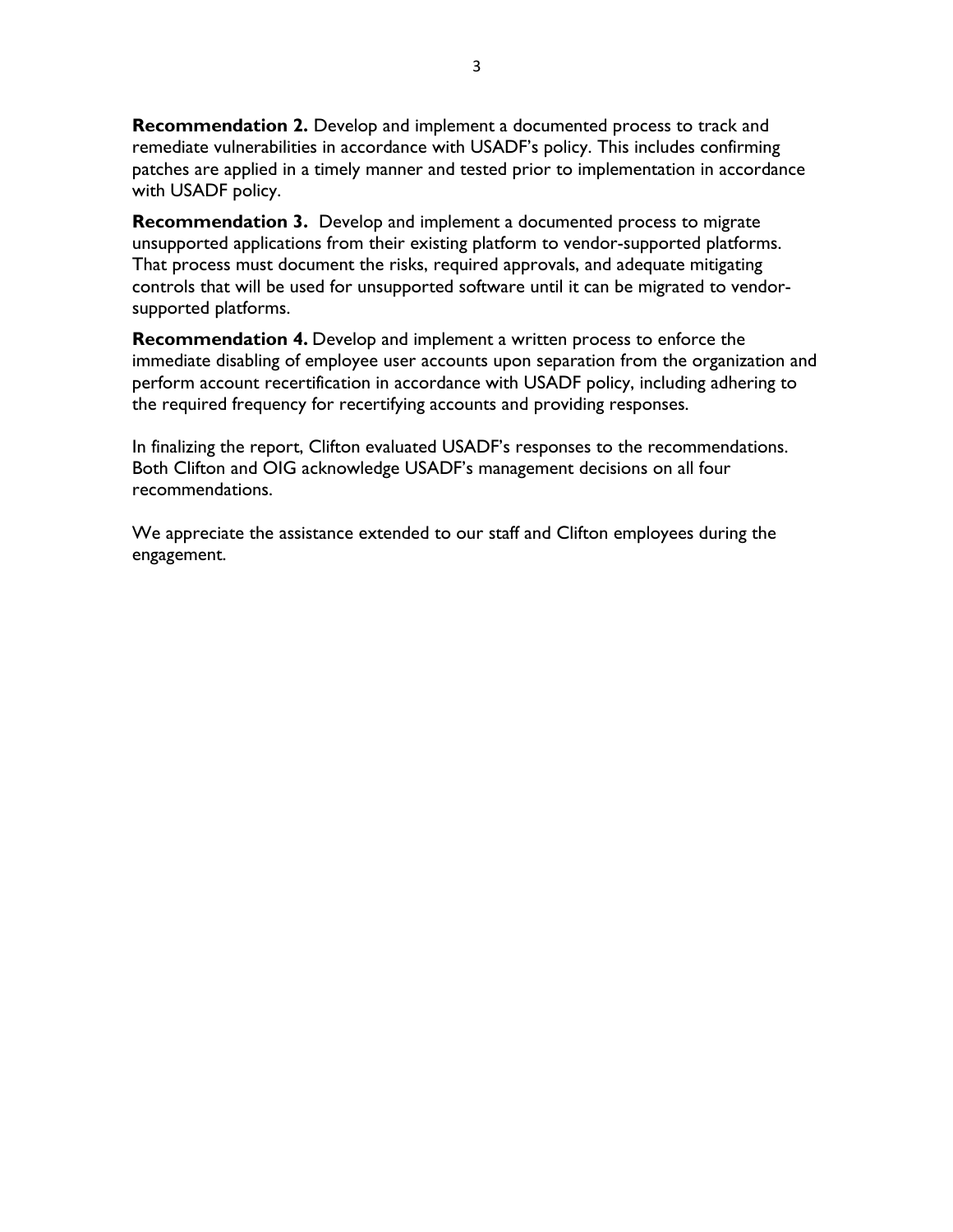**Recommendation 2.** Develop and implement a documented process to track and remediate vulnerabilities in accordance with USADF's policy. This includes confirming patches are applied in a timely manner and tested prior to implementation in accordance with USADF policy.

**Recommendation 3.** Develop and implement a documented process to migrate unsupported applications from their existing platform to vendor-supported platforms. That process must document the risks, required approvals, and adequate mitigating controls that will be used for unsupported software until it can be migrated to vendor-supported platforms.

**Recommendation 4.** Develop and implement a written process to enforce the immediate disabling of employee user accounts upon separation from the organization and perform account recertification in accordance with USADF policy, including adhering to the required frequency for recertifying accounts and providing responses.

In finalizing the report, Clifton evaluated USADF's responses to the recommendations. Both Clifton and OIG acknowledge USADF's management decisions on all four recommendations.

We appreciate the assistance extended to our staff and Clifton employees during the engagement.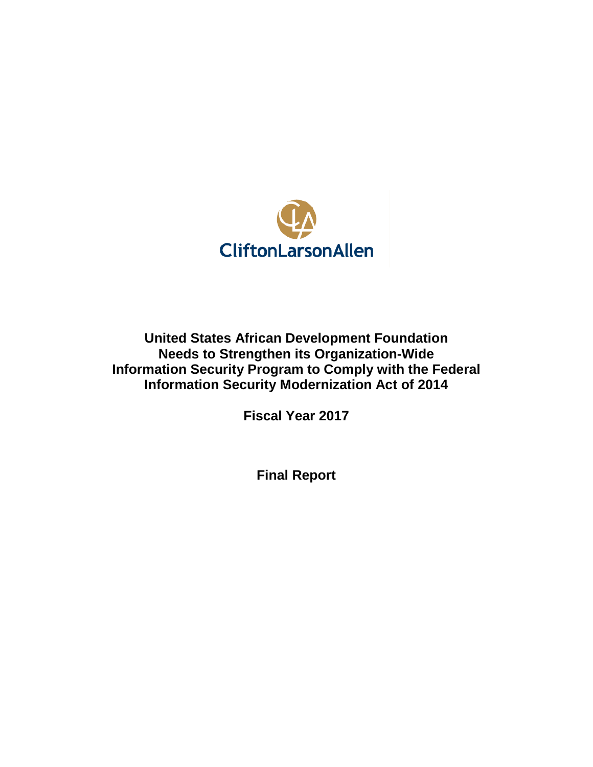CliftonLarsonAllen

# United States African Development Foundation Needs to Strengthen its Organization-Wide Information Security Program to Comply with the Federal Information Security Modernization Act of 2014

## Fiscal Year 2017

## Final Report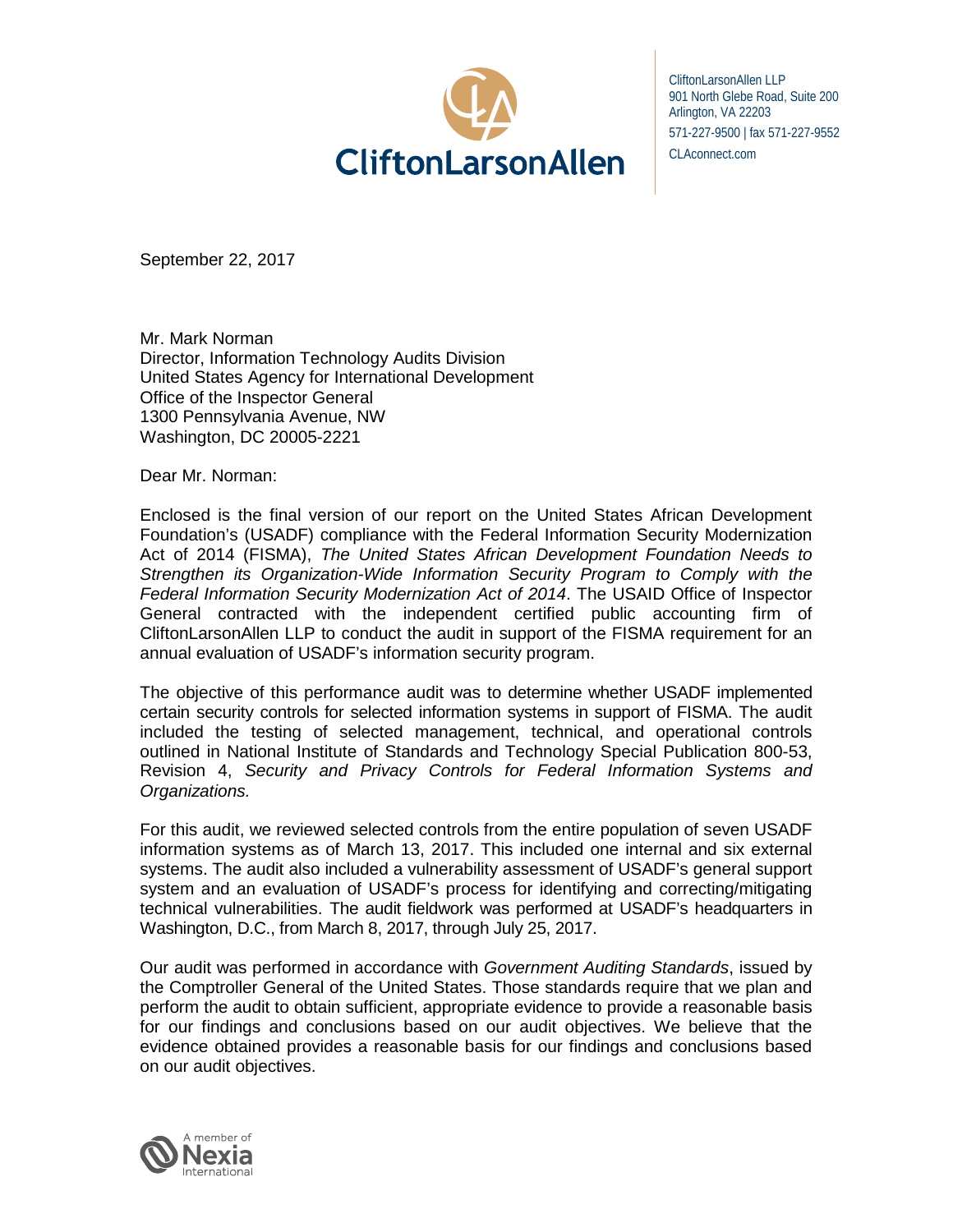CliftonLarsonAllen

CliftonLarsonAllen LLP
901 North Glebe Road, Suite 200
Arlington, VA 22203
571-227-9500 | fax 571-227-9552
CLAconnect.com

September 22, 2017

Mr. Mark Norman
Director, Information Technology Audits Division
United States Agency for International Development
Office of the Inspector General
1300 Pennsylvania Avenue, NW
Washington, DC 20005-2221

Dear Mr. Norman:

Enclosed is the final version of our report on the United States African Development Foundation's (USADF) compliance with the Federal Information Security Modernization Act of 2014 (FISMA), *The United States African Development Foundation Needs to Strengthen its Organization-Wide Information Security Program to Comply with the Federal Information Security Modernization Act of 2014*. The USAID Office of Inspector General contracted with the independent certified public accounting firm of CliftonLarsonAllen LLP to conduct the audit in support of the FISMA requirement for an annual evaluation of USADF's information security program.

The objective of this performance audit was to determine whether USADF implemented certain security controls for selected information systems in support of FISMA. The audit included the testing of selected management, technical, and operational controls outlined in National Institute of Standards and Technology Special Publication 800-53, Revision 4, *Security and Privacy Controls for Federal Information Systems and Organizations.*

For this audit, we reviewed selected controls from the entire population of seven USADF information systems as of March 13, 2017. This included one internal and six external systems. The audit also included a vulnerability assessment of USADF's general support system and an evaluation of USADF's process for identifying and correcting/mitigating technical vulnerabilities. The audit fieldwork was performed at USADF's headquarters in Washington, D.C., from March 8, 2017, through July 25, 2017.

Our audit was performed in accordance with *Government Auditing Standards*, issued by the Comptroller General of the United States. Those standards require that we plan and perform the audit to obtain sufficient, appropriate evidence to provide a reasonable basis for our findings and conclusions based on our audit objectives. We believe that the evidence obtained provides a reasonable basis for our findings and conclusions based on our audit objectives.

A member of Nexia International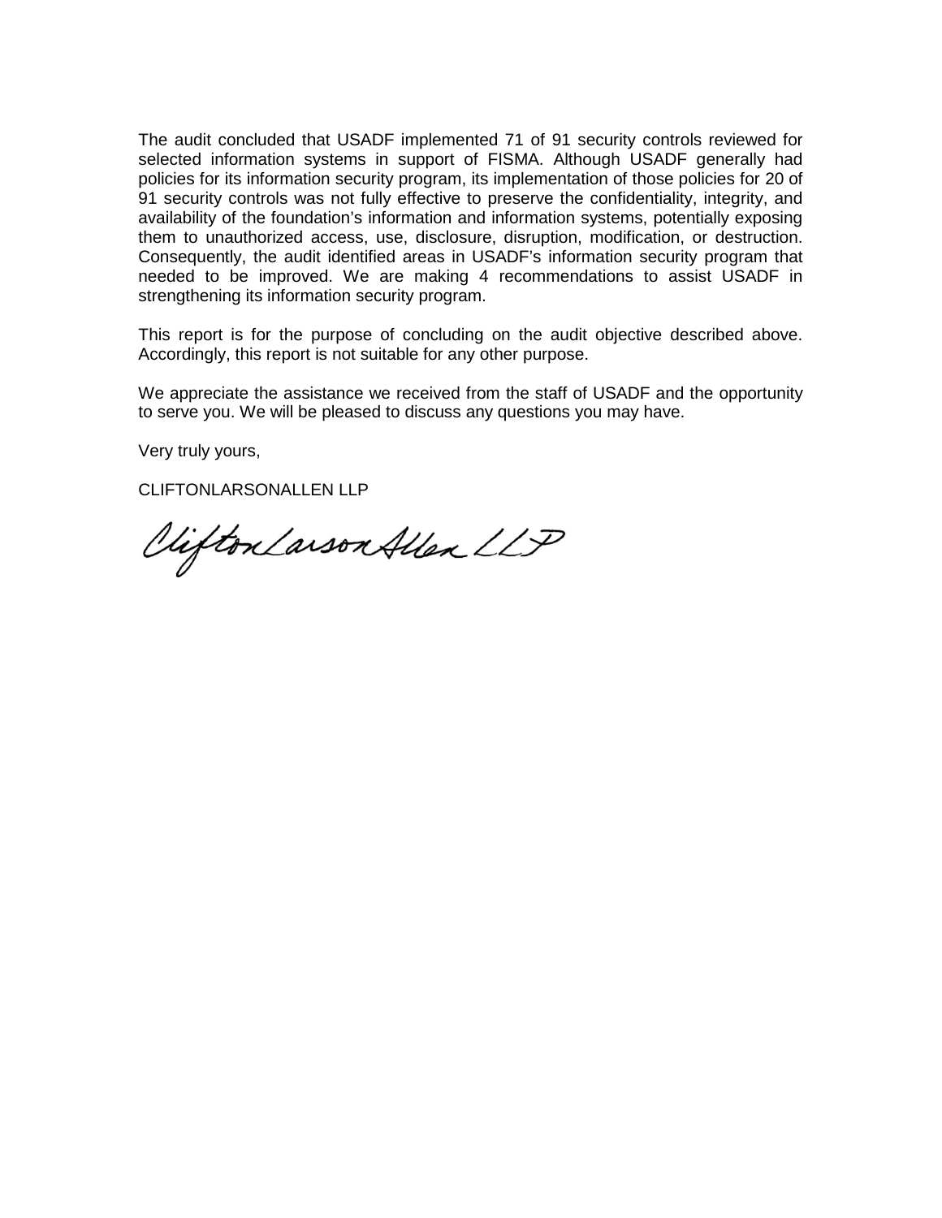The audit concluded that USADF implemented 71 of 91 security controls reviewed for selected information systems in support of FISMA. Although USADF generally had policies for its information security program, its implementation of those policies for 20 of 91 security controls was not fully effective to preserve the confidentiality, integrity, and availability of the foundation's information and information systems, potentially exposing them to unauthorized access, use, disclosure, disruption, modification, or destruction. Consequently, the audit identified areas in USADF's information security program that needed to be improved. We are making 4 recommendations to assist USADF in strengthening its information security program.

This report is for the purpose of concluding on the audit objective described above. Accordingly, this report is not suitable for any other purpose.

We appreciate the assistance we received from the staff of USADF and the opportunity to serve you. We will be pleased to discuss any questions you may have.

Very truly yours,

CLIFTONLARSONALLEN LLP

CliftonLarsonAllen LLP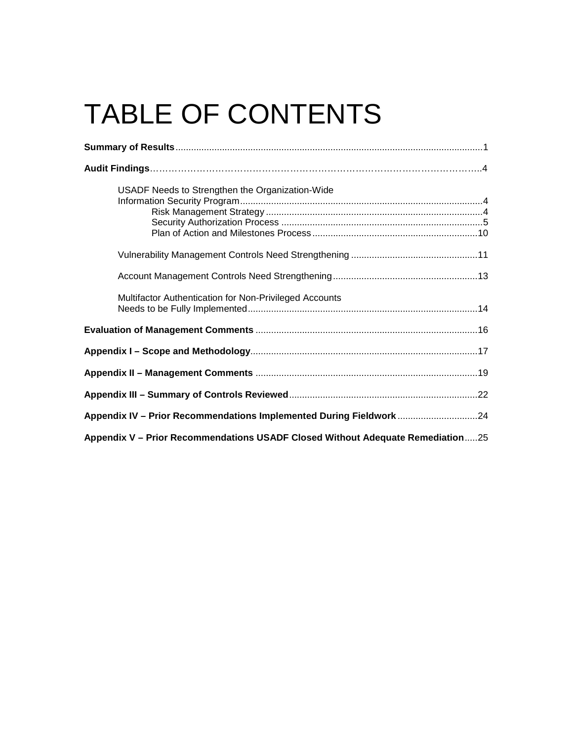# TABLE OF CONTENTS

**Summary of Results** .......................................................................................................... 1

**Audit Findings** ................................................................................................................. 4

- USADF Needs to Strengthen the Organization-Wide Information Security Program ........................................................................................ 4
  - Risk Management Strategy ........................................................................ 4
  - Security Authorization Process .................................................................. 5
  - Plan of Action and Milestones Process ...................................................... 10
- Vulnerability Management Controls Need Strengthening ................................................ 11
- Account Management Controls Need Strengthening ...................................................... 13
- Multifactor Authentication for Non-Privileged Accounts Needs to be Fully Implemented ........................................................................................ 14

**Evaluation of Management Comments** ........................................................................... 16

**Appendix I – Scope and Methodology** ............................................................................. 17

**Appendix II – Management Comments** ........................................................................... 19

**Appendix III – Summary of Controls Reviewed** ............................................................... 22

**Appendix IV – Prior Recommendations Implemented During Fieldwork** .......................... 24

**Appendix V – Prior Recommendations USADF Closed Without Adequate Remediation** ..... 25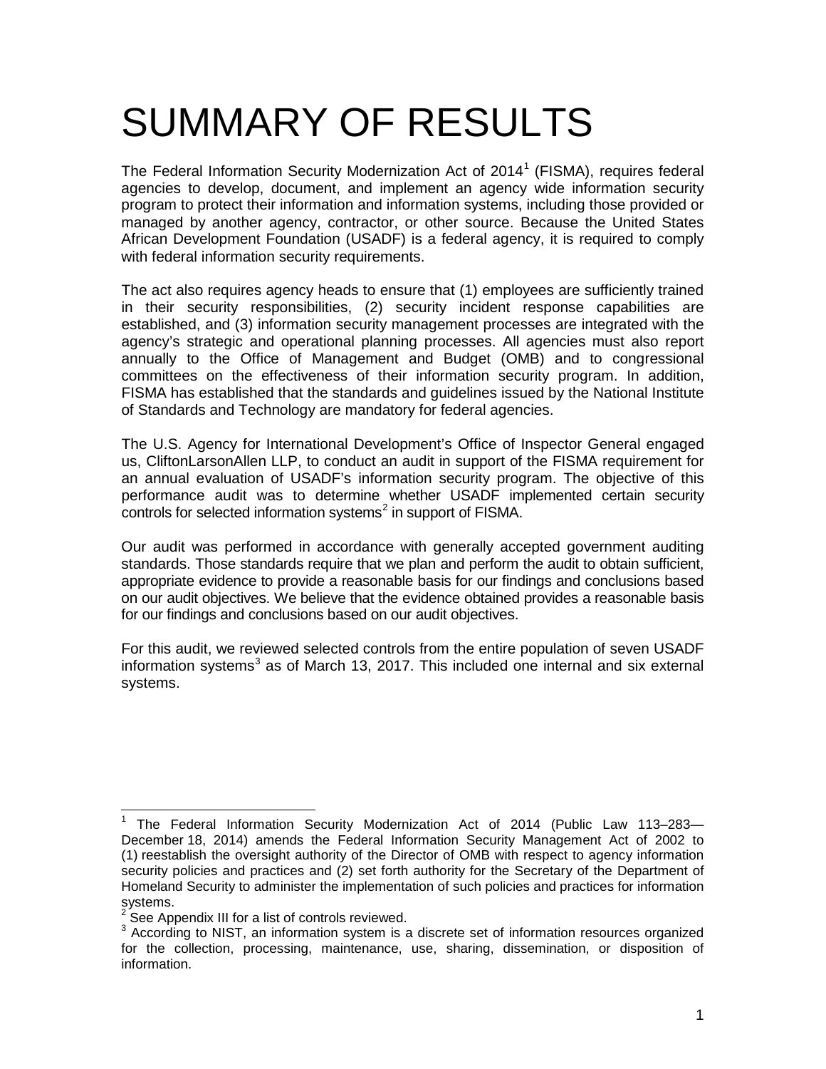# SUMMARY OF RESULTS

The Federal Information Security Modernization Act of 2014[1] (FISMA), requires federal agencies to develop, document, and implement an agency wide information security program to protect their information and information systems, including those provided or managed by another agency, contractor, or other source. Because the United States African Development Foundation (USADF) is a federal agency, it is required to comply with federal information security requirements.

The act also requires agency heads to ensure that (1) employees are sufficiently trained in their security responsibilities, (2) security incident response capabilities are established, and (3) information security management processes are integrated with the agency's strategic and operational planning processes. All agencies must also report annually to the Office of Management and Budget (OMB) and to congressional committees on the effectiveness of their information security program. In addition, FISMA has established that the standards and guidelines issued by the National Institute of Standards and Technology are mandatory for federal agencies.

The U.S. Agency for International Development's Office of Inspector General engaged us, CliftonLarsonAllen LLP, to conduct an audit in support of the FISMA requirement for an annual evaluation of USADF's information security program. The objective of this performance audit was to determine whether USADF implemented certain security controls for selected information systems[2] in support of FISMA.

Our audit was performed in accordance with generally accepted government auditing standards. Those standards require that we plan and perform the audit to obtain sufficient, appropriate evidence to provide a reasonable basis for our findings and conclusions based on our audit objectives. We believe that the evidence obtained provides a reasonable basis for our findings and conclusions based on our audit objectives.

For this audit, we reviewed selected controls from the entire population of seven USADF information systems[3] as of March 13, 2017. This included one internal and six external systems.

---

[1] The Federal Information Security Modernization Act of 2014 (Public Law 113–283—December 18, 2014) amends the Federal Information Security Management Act of 2002 to (1) reestablish the oversight authority of the Director of OMB with respect to agency information security policies and practices and (2) set forth authority for the Secretary of the Department of Homeland Security to administer the implementation of such policies and practices for information systems.

[2] See Appendix III for a list of controls reviewed.

[3] According to NIST, an information system is a discrete set of information resources organized for the collection, processing, maintenance, use, sharing, dissemination, or disposition of information.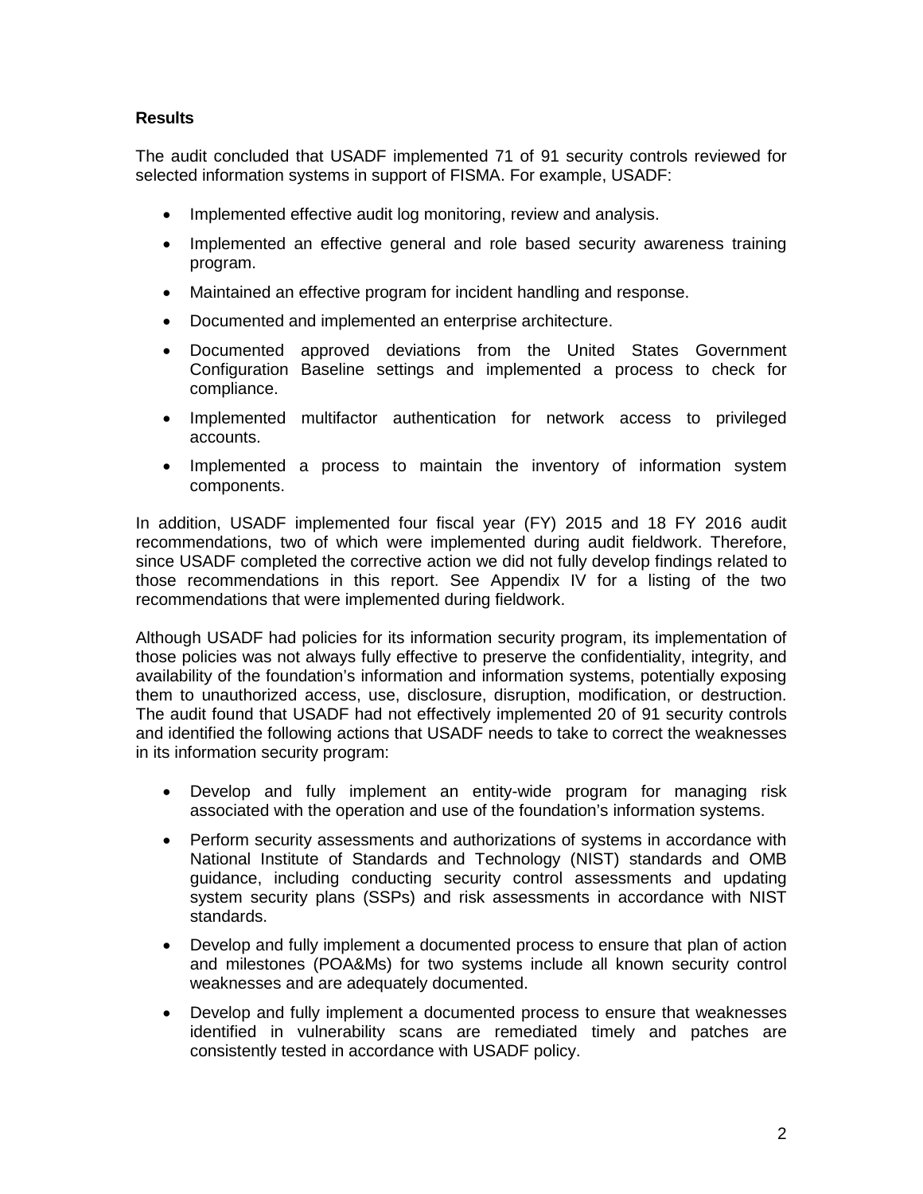### Results

The audit concluded that USADF implemented 71 of 91 security controls reviewed for selected information systems in support of FISMA. For example, USADF:

- Implemented effective audit log monitoring, review and analysis.
- Implemented an effective general and role based security awareness training program.
- Maintained an effective program for incident handling and response.
- Documented and implemented an enterprise architecture.
- Documented approved deviations from the United States Government Configuration Baseline settings and implemented a process to check for compliance.
- Implemented multifactor authentication for network access to privileged accounts.
- Implemented a process to maintain the inventory of information system components.

In addition, USADF implemented four fiscal year (FY) 2015 and 18 FY 2016 audit recommendations, two of which were implemented during audit fieldwork. Therefore, since USADF completed the corrective action we did not fully develop findings related to those recommendations in this report. See Appendix IV for a listing of the two recommendations that were implemented during fieldwork.

Although USADF had policies for its information security program, its implementation of those policies was not always fully effective to preserve the confidentiality, integrity, and availability of the foundation's information and information systems, potentially exposing them to unauthorized access, use, disclosure, disruption, modification, or destruction. The audit found that USADF had not effectively implemented 20 of 91 security controls and identified the following actions that USADF needs to take to correct the weaknesses in its information security program:

- Develop and fully implement an entity-wide program for managing risk associated with the operation and use of the foundation's information systems.
- Perform security assessments and authorizations of systems in accordance with National Institute of Standards and Technology (NIST) standards and OMB guidance, including conducting security control assessments and updating system security plans (SSPs) and risk assessments in accordance with NIST standards.
- Develop and fully implement a documented process to ensure that plan of action and milestones (POA&Ms) for two systems include all known security control weaknesses and are adequately documented.
- Develop and fully implement a documented process to ensure that weaknesses identified in vulnerability scans are remediated timely and patches are consistently tested in accordance with USADF policy.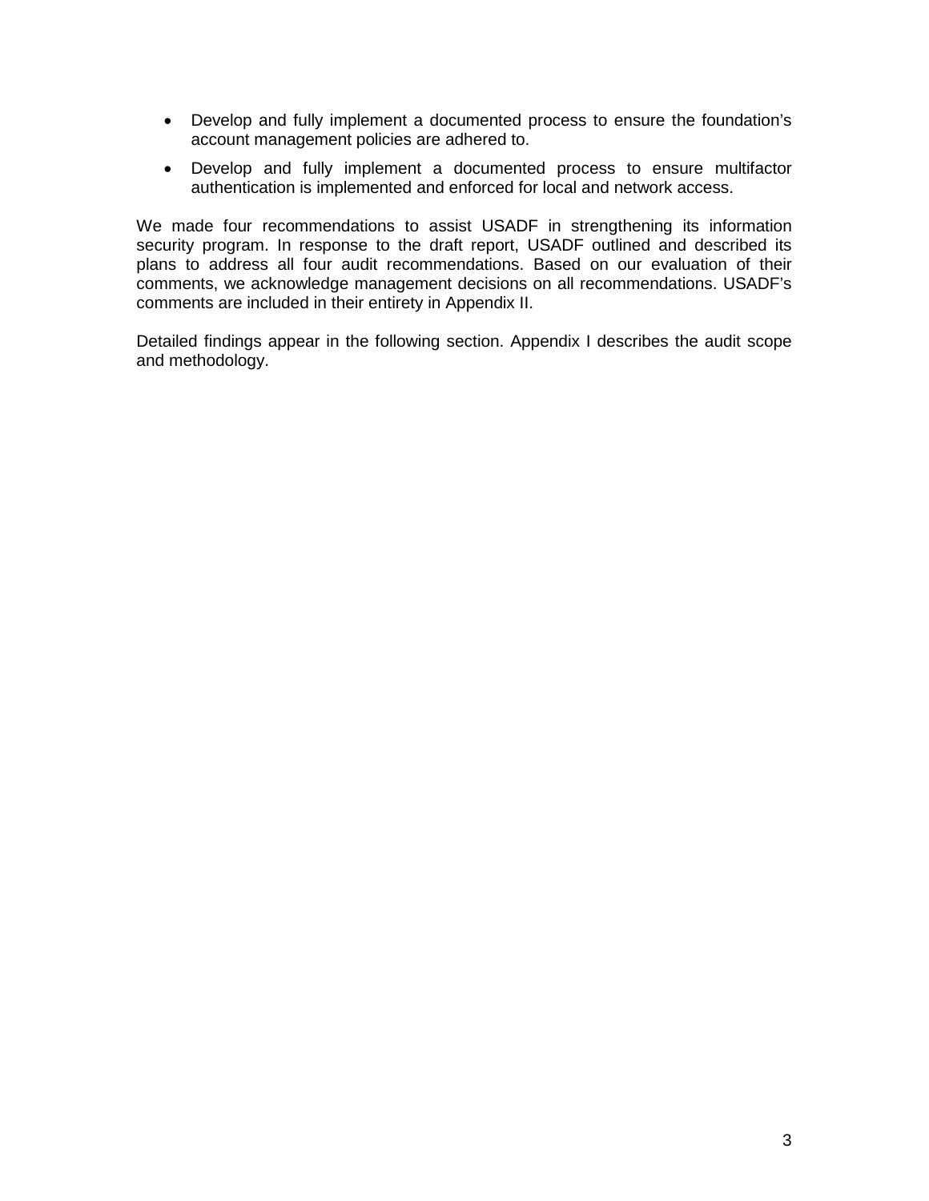- Develop and fully implement a documented process to ensure the foundation's account management policies are adhered to.
- Develop and fully implement a documented process to ensure multifactor authentication is implemented and enforced for local and network access.

We made four recommendations to assist USADF in strengthening its information security program. In response to the draft report, USADF outlined and described its plans to address all four audit recommendations. Based on our evaluation of their comments, we acknowledge management decisions on all recommendations. USADF's comments are included in their entirety in Appendix II.

Detailed findings appear in the following section. Appendix I describes the audit scope and methodology.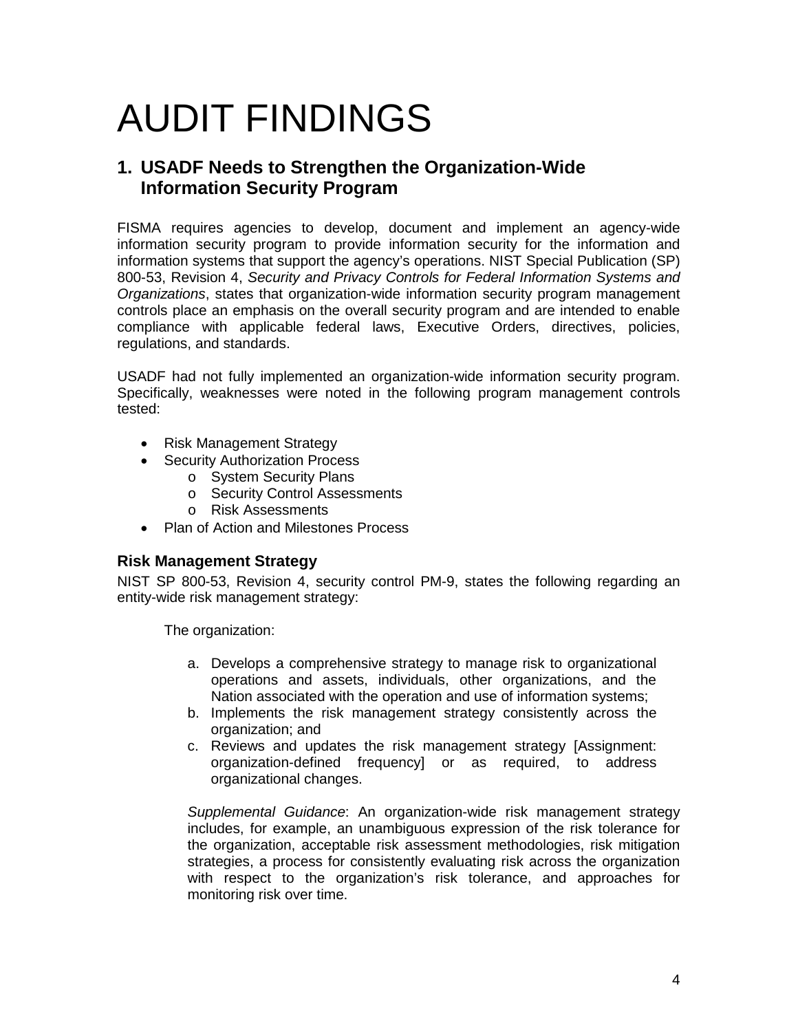# AUDIT FINDINGS

## 1. USADF Needs to Strengthen the Organization-Wide Information Security Program

FISMA requires agencies to develop, document and implement an agency-wide information security program to provide information security for the information and information systems that support the agency's operations. NIST Special Publication (SP) 800-53, Revision 4, *Security and Privacy Controls for Federal Information Systems and Organizations*, states that organization-wide information security program management controls place an emphasis on the overall security program and are intended to enable compliance with applicable federal laws, Executive Orders, directives, policies, regulations, and standards.

USADF had not fully implemented an organization-wide information security program. Specifically, weaknesses were noted in the following program management controls tested:

- Risk Management Strategy
- Security Authorization Process
  - o System Security Plans
  - o Security Control Assessments
  - o Risk Assessments
- Plan of Action and Milestones Process

### Risk Management Strategy

NIST SP 800-53, Revision 4, security control PM-9, states the following regarding an entity-wide risk management strategy:

> The organization:
>
> a. Develops a comprehensive strategy to manage risk to organizational operations and assets, individuals, other organizations, and the Nation associated with the operation and use of information systems;
> b. Implements the risk management strategy consistently across the organization; and
> c. Reviews and updates the risk management strategy [Assignment: organization-defined frequency] or as required, to address organizational changes.
>
> *Supplemental Guidance*: An organization-wide risk management strategy includes, for example, an unambiguous expression of the risk tolerance for the organization, acceptable risk assessment methodologies, risk mitigation strategies, a process for consistently evaluating risk across the organization with respect to the organization's risk tolerance, and approaches for monitoring risk over time.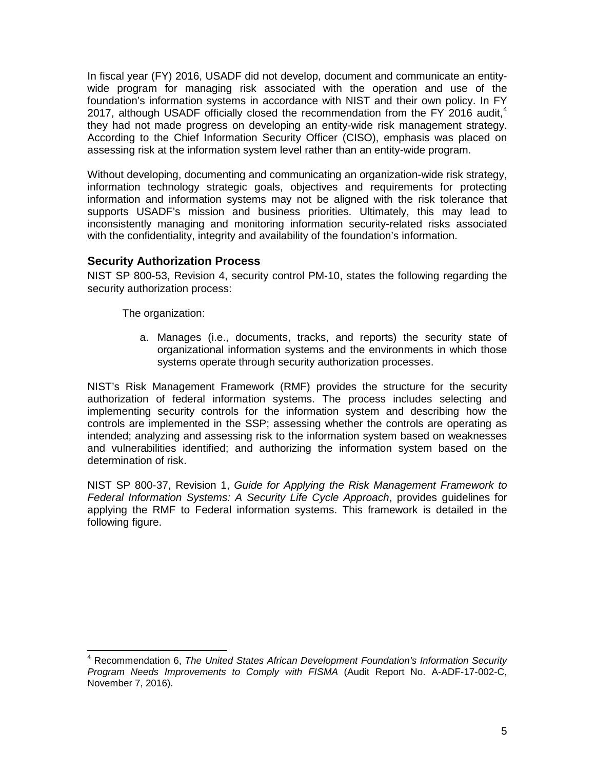In fiscal year (FY) 2016, USADF did not develop, document and communicate an entity-wide program for managing risk associated with the operation and use of the foundation's information systems in accordance with NIST and their own policy. In FY 2017, although USADF officially closed the recommendation from the FY 2016 audit,[4] they had not made progress on developing an entity-wide risk management strategy. According to the Chief Information Security Officer (CISO), emphasis was placed on assessing risk at the information system level rather than an entity-wide program.

Without developing, documenting and communicating an organization-wide risk strategy, information technology strategic goals, objectives and requirements for protecting information and information systems may not be aligned with the risk tolerance that supports USADF's mission and business priorities. Ultimately, this may lead to inconsistently managing and monitoring information security-related risks associated with the confidentiality, integrity and availability of the foundation's information.

### Security Authorization Process

NIST SP 800-53, Revision 4, security control PM-10, states the following regarding the security authorization process:

> The organization:
>
> a. Manages (i.e., documents, tracks, and reports) the security state of organizational information systems and the environments in which those systems operate through security authorization processes.

NIST's Risk Management Framework (RMF) provides the structure for the security authorization of federal information systems. The process includes selecting and implementing security controls for the information system and describing how the controls are implemented in the SSP; assessing whether the controls are operating as intended; analyzing and assessing risk to the information system based on weaknesses and vulnerabilities identified; and authorizing the information system based on the determination of risk.

NIST SP 800-37, Revision 1, *Guide for Applying the Risk Management Framework to Federal Information Systems: A Security Life Cycle Approach*, provides guidelines for applying the RMF to Federal information systems. This framework is detailed in the following figure.

---

[4] Recommendation 6, *The United States African Development Foundation's Information Security Program Needs Improvements to Comply with FISMA* (Audit Report No. A-ADF-17-002-C, November 7, 2016).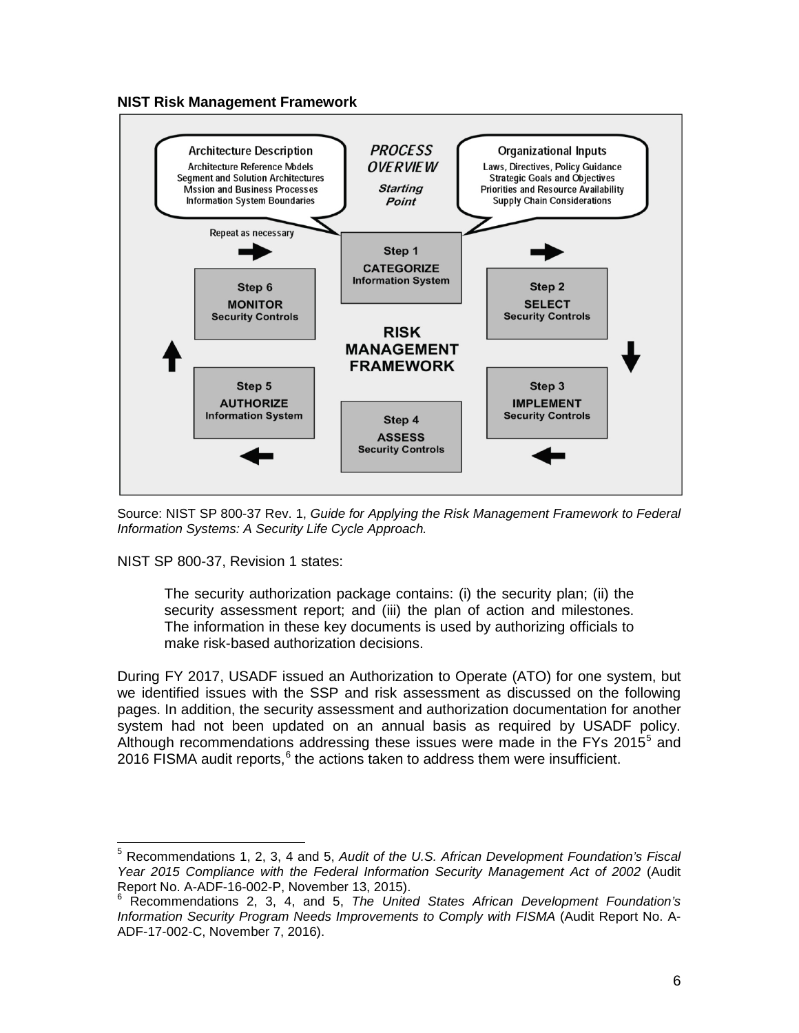**NIST Risk Management Framework**

Architecture Description
Architecture Reference Models
Segment and Solution Architectures
Mssion and Business Processes
Information System Boundaries

*PROCESS OVERVIEW*
*Starting Point*

Organizational Inputs
Laws, Directives, Policy Guidance
Strategic Goals and Objectives
Priorities and Resource Availability
Supply Chain Considerations

Repeat as necessary

Step 1
**CATEGORIZE**
Information System

Step 2
**SELECT**
Security Controls

Step 3
**IMPLEMENT**
Security Controls

Step 4
**ASSESS**
Security Controls

Step 5
**AUTHORIZE**
Information System

Step 6
**MONITOR**
Security Controls

**RISK MANAGEMENT FRAMEWORK**

Source: NIST SP 800-37 Rev. 1, *Guide for Applying the Risk Management Framework to Federal Information Systems: A Security Life Cycle Approach.*

NIST SP 800-37, Revision 1 states:

> The security authorization package contains: (i) the security plan; (ii) the security assessment report; and (iii) the plan of action and milestones. The information in these key documents is used by authorizing officials to make risk-based authorization decisions.

During FY 2017, USADF issued an Authorization to Operate (ATO) for one system, but we identified issues with the SSP and risk assessment as discussed on the following pages. In addition, the security assessment and authorization documentation for another system had not been updated on an annual basis as required by USADF policy. Although recommendations addressing these issues were made in the FYs 2015[5] and 2016 FISMA audit reports,[6] the actions taken to address them were insufficient.

---

[5] Recommendations 1, 2, 3, 4 and 5, *Audit of the U.S. African Development Foundation's Fiscal Year 2015 Compliance with the Federal Information Security Management Act of 2002* (Audit Report No. A-ADF-16-002-P, November 13, 2015).

[6] Recommendations 2, 3, 4, and 5, *The United States African Development Foundation's Information Security Program Needs Improvements to Comply with FISMA* (Audit Report No. A-ADF-17-002-C, November 7, 2016).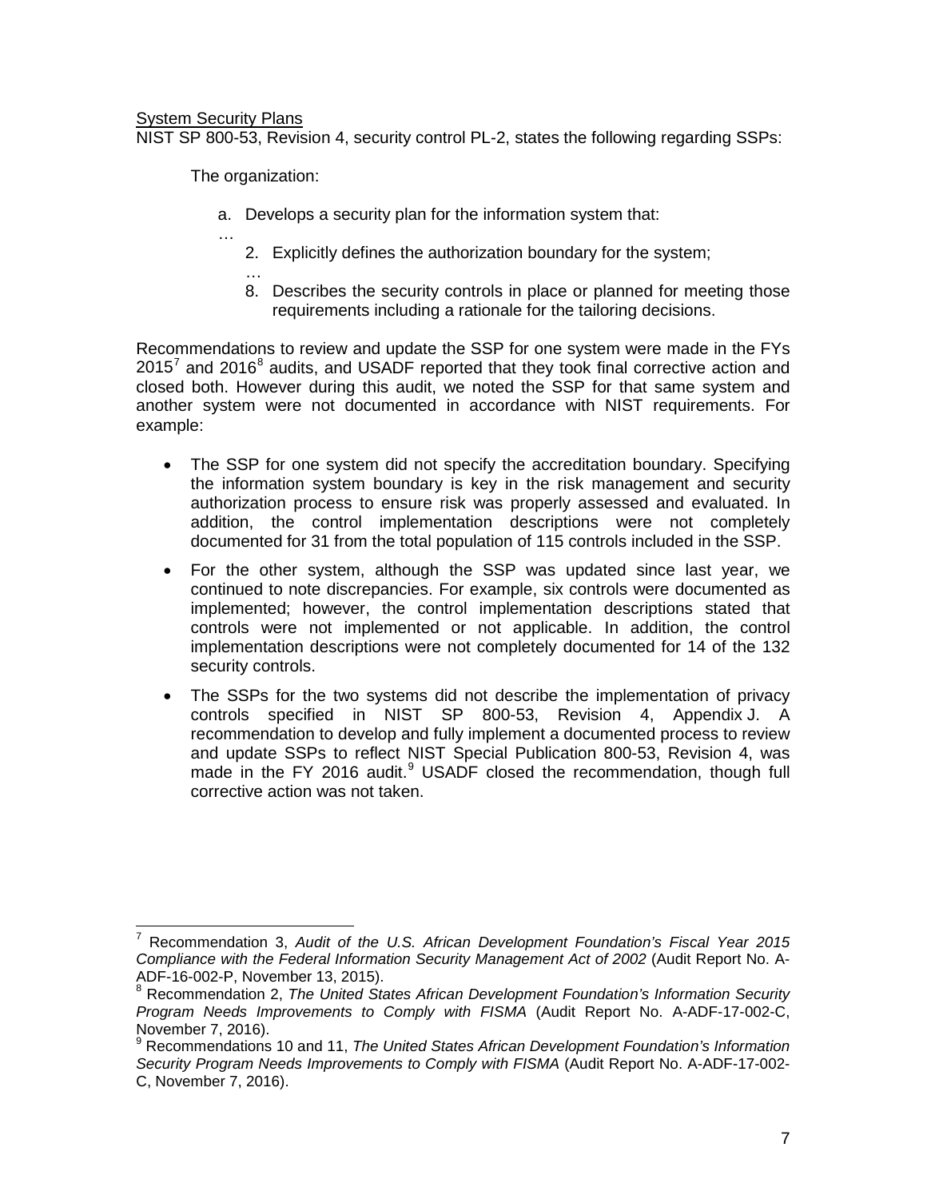System Security Plans

NIST SP 800-53, Revision 4, security control PL-2, states the following regarding SSPs:

> The organization:
>
> a. Develops a security plan for the information system that:
>
> …
>
> 2. Explicitly defines the authorization boundary for the system;
>
> …
>
> 8. Describes the security controls in place or planned for meeting those requirements including a rationale for the tailoring decisions.

Recommendations to review and update the SSP for one system were made in the FYs 2015[7] and 2016[8] audits, and USADF reported that they took final corrective action and closed both. However during this audit, we noted the SSP for that same system and another system were not documented in accordance with NIST requirements. For example:

- The SSP for one system did not specify the accreditation boundary. Specifying the information system boundary is key in the risk management and security authorization process to ensure risk was properly assessed and evaluated. In addition, the control implementation descriptions were not completely documented for 31 from the total population of 115 controls included in the SSP.
- For the other system, although the SSP was updated since last year, we continued to note discrepancies. For example, six controls were documented as implemented; however, the control implementation descriptions stated that controls were not implemented or not applicable. In addition, the control implementation descriptions were not completely documented for 14 of the 132 security controls.
- The SSPs for the two systems did not describe the implementation of privacy controls specified in NIST SP 800-53, Revision 4, Appendix J. A recommendation to develop and fully implement a documented process to review and update SSPs to reflect NIST Special Publication 800-53, Revision 4, was made in the FY 2016 audit.[9] USADF closed the recommendation, though full corrective action was not taken.

---

[7] Recommendation 3, *Audit of the U.S. African Development Foundation's Fiscal Year 2015 Compliance with the Federal Information Security Management Act of 2002* (Audit Report No. A-ADF-16-002-P, November 13, 2015).

[8] Recommendation 2, *The United States African Development Foundation's Information Security Program Needs Improvements to Comply with FISMA* (Audit Report No. A-ADF-17-002-C, November 7, 2016).

[9] Recommendations 10 and 11, *The United States African Development Foundation's Information Security Program Needs Improvements to Comply with FISMA* (Audit Report No. A-ADF-17-002-C, November 7, 2016).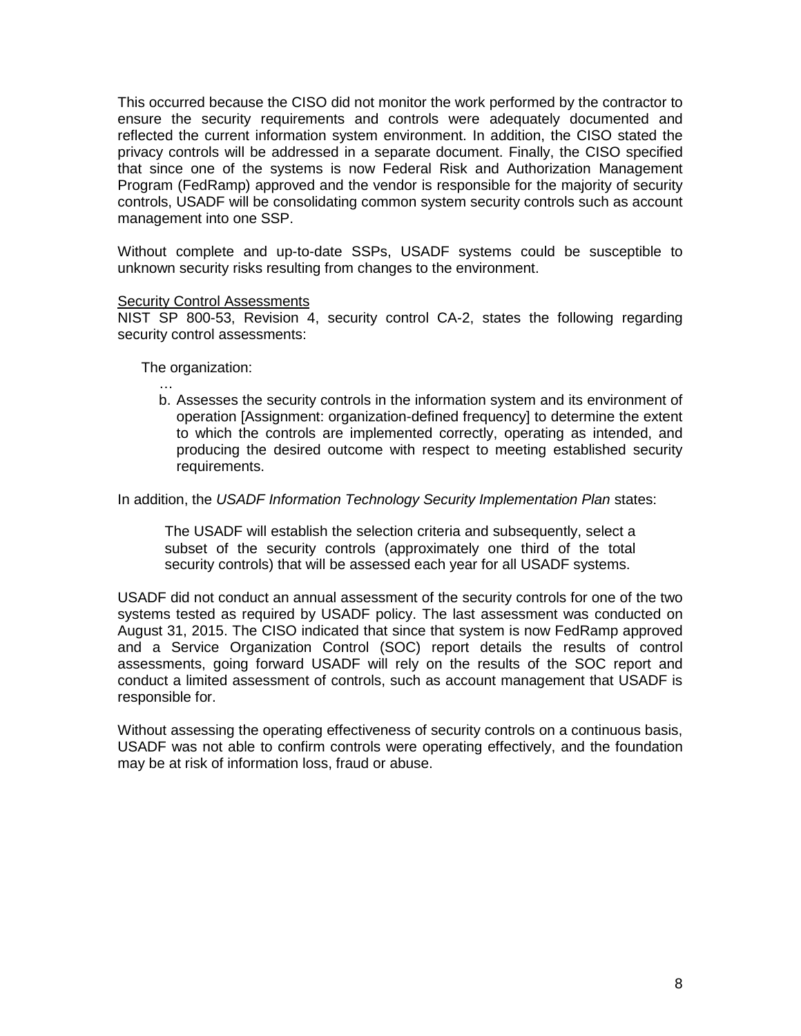This occurred because the CISO did not monitor the work performed by the contractor to ensure the security requirements and controls were adequately documented and reflected the current information system environment. In addition, the CISO stated the privacy controls will be addressed in a separate document. Finally, the CISO specified that since one of the systems is now Federal Risk and Authorization Management Program (FedRamp) approved and the vendor is responsible for the majority of security controls, USADF will be consolidating common system security controls such as account management into one SSP.

Without complete and up-to-date SSPs, USADF systems could be susceptible to unknown security risks resulting from changes to the environment.

<u>Security Control Assessments</u>

NIST SP 800-53, Revision 4, security control CA-2, states the following regarding security control assessments:

> The organization:
>
> …
>
> b. Assesses the security controls in the information system and its environment of operation [Assignment: organization-defined frequency] to determine the extent to which the controls are implemented correctly, operating as intended, and producing the desired outcome with respect to meeting established security requirements.

In addition, the *USADF Information Technology Security Implementation Plan* states:

> The USADF will establish the selection criteria and subsequently, select a subset of the security controls (approximately one third of the total security controls) that will be assessed each year for all USADF systems.

USADF did not conduct an annual assessment of the security controls for one of the two systems tested as required by USADF policy. The last assessment was conducted on August 31, 2015. The CISO indicated that since that system is now FedRamp approved and a Service Organization Control (SOC) report details the results of control assessments, going forward USADF will rely on the results of the SOC report and conduct a limited assessment of controls, such as account management that USADF is responsible for.

Without assessing the operating effectiveness of security controls on a continuous basis, USADF was not able to confirm controls were operating effectively, and the foundation may be at risk of information loss, fraud or abuse.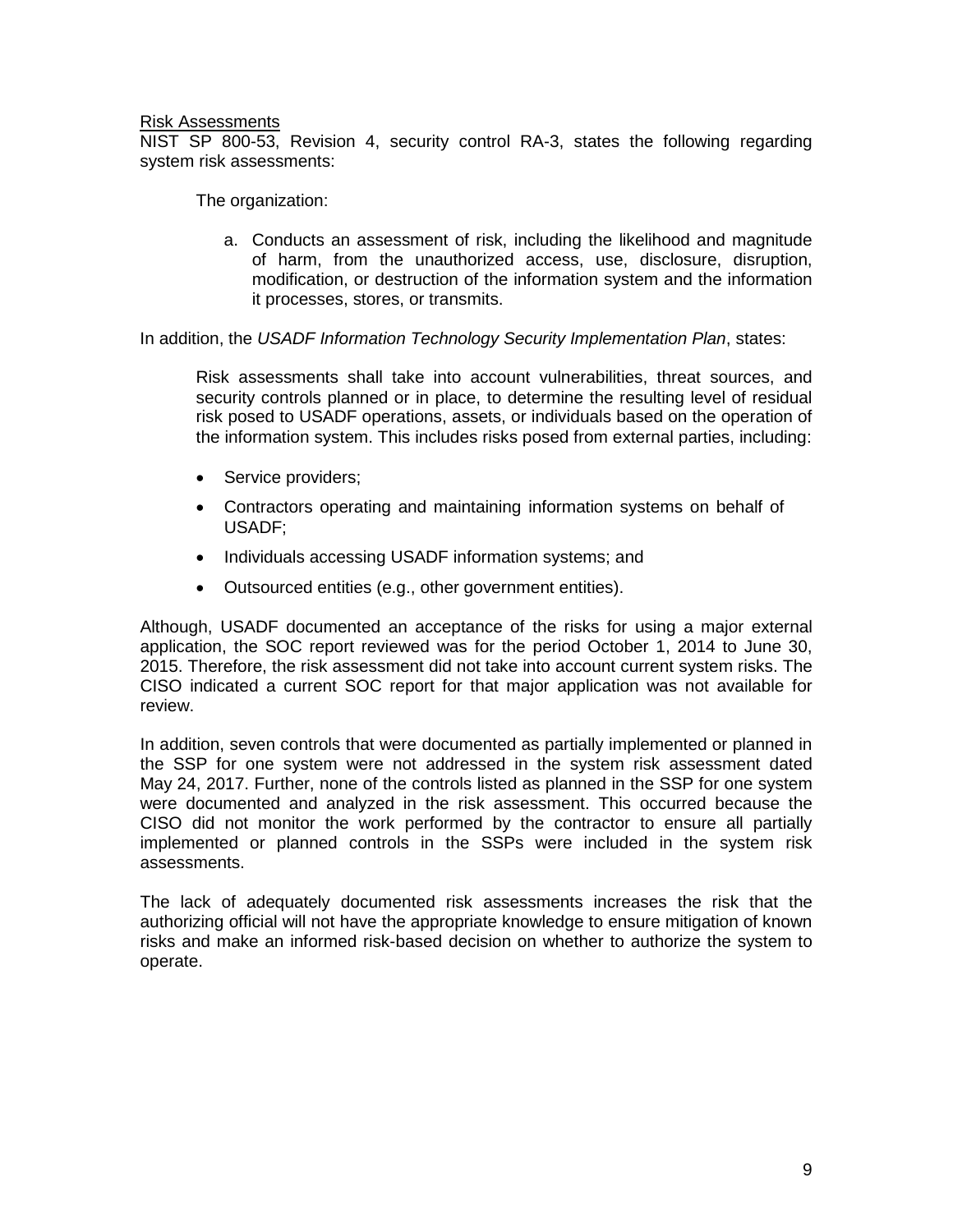Risk Assessments

NIST SP 800-53, Revision 4, security control RA-3, states the following regarding system risk assessments:

> The organization:
>
> a. Conducts an assessment of risk, including the likelihood and magnitude of harm, from the unauthorized access, use, disclosure, disruption, modification, or destruction of the information system and the information it processes, stores, or transmits.

In addition, the *USADF Information Technology Security Implementation Plan*, states:

> Risk assessments shall take into account vulnerabilities, threat sources, and security controls planned or in place, to determine the resulting level of residual risk posed to USADF operations, assets, or individuals based on the operation of the information system. This includes risks posed from external parties, including:
>
> - Service providers;
> - Contractors operating and maintaining information systems on behalf of USADF;
> - Individuals accessing USADF information systems; and
> - Outsourced entities (e.g., other government entities).

Although, USADF documented an acceptance of the risks for using a major external application, the SOC report reviewed was for the period October 1, 2014 to June 30, 2015. Therefore, the risk assessment did not take into account current system risks. The CISO indicated a current SOC report for that major application was not available for review.

In addition, seven controls that were documented as partially implemented or planned in the SSP for one system were not addressed in the system risk assessment dated May 24, 2017. Further, none of the controls listed as planned in the SSP for one system were documented and analyzed in the risk assessment. This occurred because the CISO did not monitor the work performed by the contractor to ensure all partially implemented or planned controls in the SSPs were included in the system risk assessments.

The lack of adequately documented risk assessments increases the risk that the authorizing official will not have the appropriate knowledge to ensure mitigation of known risks and make an informed risk-based decision on whether to authorize the system to operate.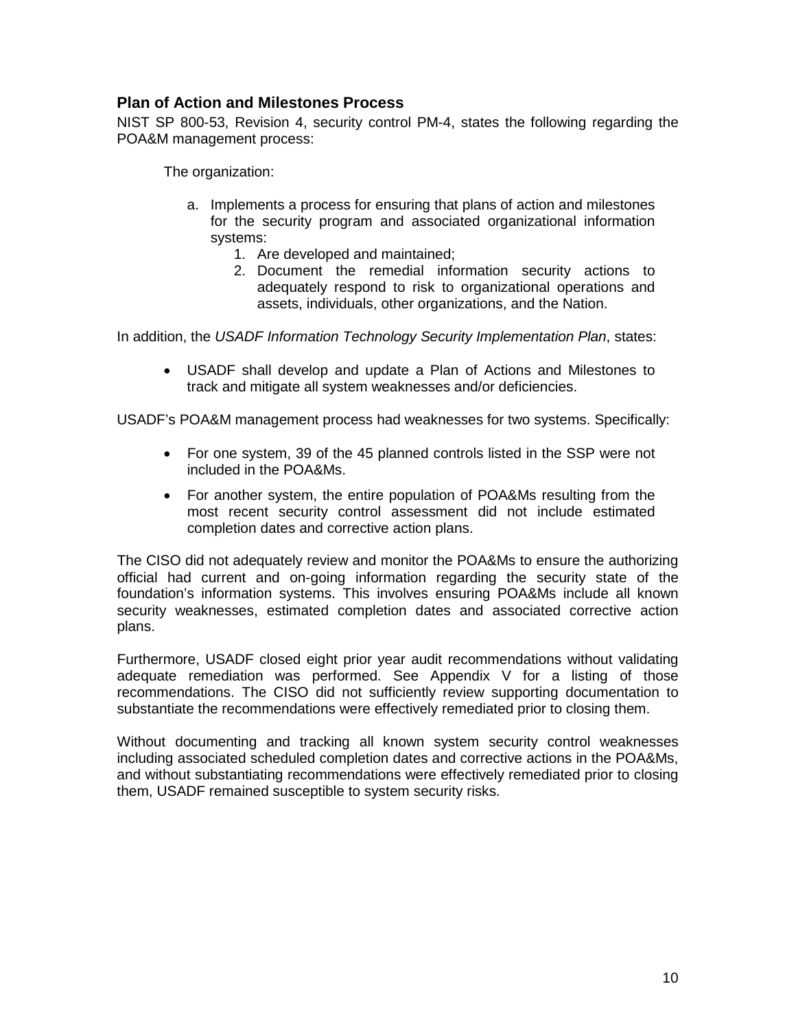### Plan of Action and Milestones Process

NIST SP 800-53, Revision 4, security control PM-4, states the following regarding the POA&M management process:

> The organization:
>
> a. Implements a process for ensuring that plans of action and milestones for the security program and associated organizational information systems:
>    1. Are developed and maintained;
>    2. Document the remedial information security actions to adequately respond to risk to organizational operations and assets, individuals, other organizations, and the Nation.

In addition, the *USADF Information Technology Security Implementation Plan*, states:

- USADF shall develop and update a Plan of Actions and Milestones to track and mitigate all system weaknesses and/or deficiencies.

USADF's POA&M management process had weaknesses for two systems. Specifically:

- For one system, 39 of the 45 planned controls listed in the SSP were not included in the POA&Ms.
- For another system, the entire population of POA&Ms resulting from the most recent security control assessment did not include estimated completion dates and corrective action plans.

The CISO did not adequately review and monitor the POA&Ms to ensure the authorizing official had current and on-going information regarding the security state of the foundation's information systems. This involves ensuring POA&Ms include all known security weaknesses, estimated completion dates and associated corrective action plans.

Furthermore, USADF closed eight prior year audit recommendations without validating adequate remediation was performed. See Appendix V for a listing of those recommendations. The CISO did not sufficiently review supporting documentation to substantiate the recommendations were effectively remediated prior to closing them.

Without documenting and tracking all known system security control weaknesses including associated scheduled completion dates and corrective actions in the POA&Ms, and without substantiating recommendations were effectively remediated prior to closing them, USADF remained susceptible to system security risks.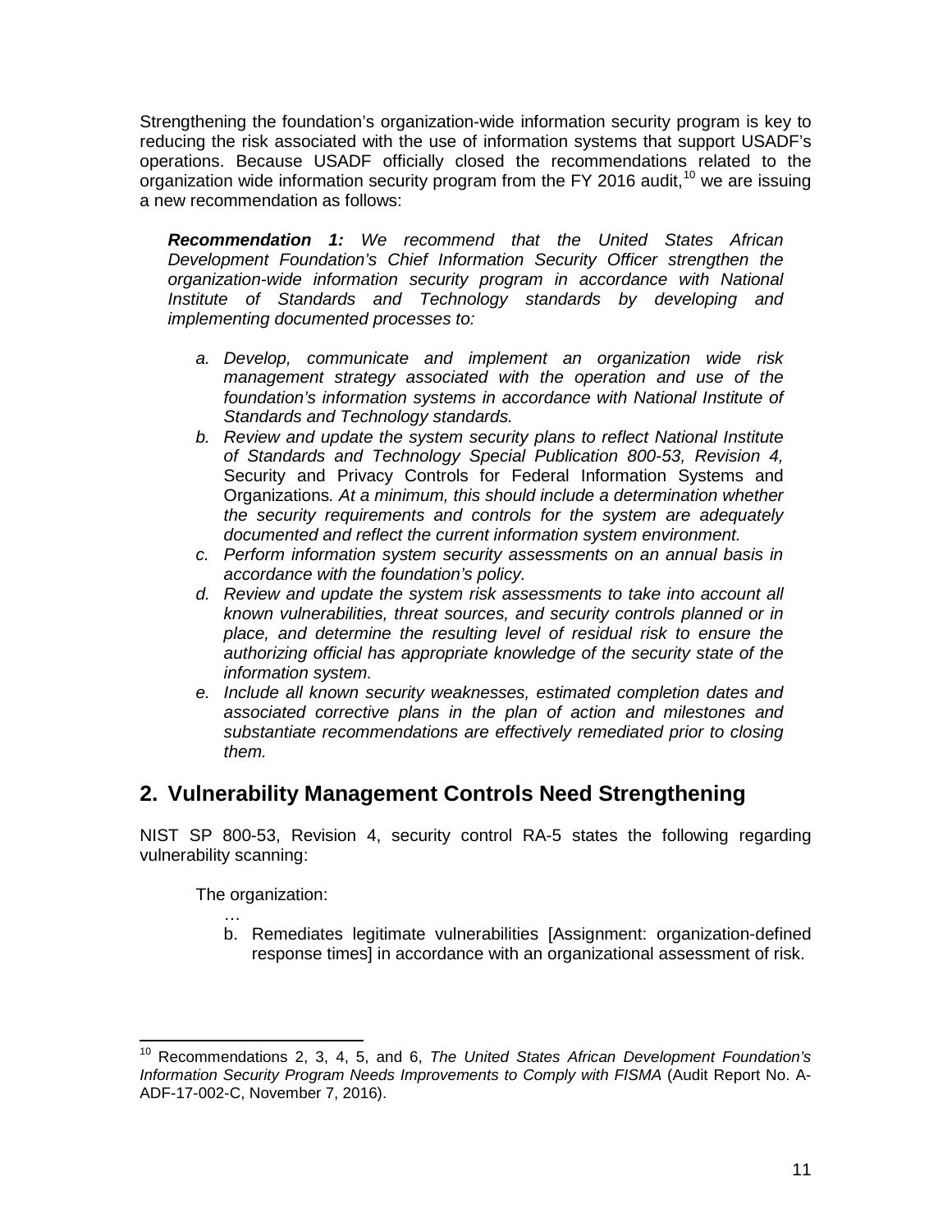Strengthening the foundation's organization-wide information security program is key to reducing the risk associated with the use of information systems that support USADF's operations. Because USADF officially closed the recommendations related to the organization wide information security program from the FY 2016 audit,[10] we are issuing a new recommendation as follows:

> ***Recommendation 1:*** *We recommend that the United States African Development Foundation's Chief Information Security Officer strengthen the organization-wide information security program in accordance with National Institute of Standards and Technology standards by developing and implementing documented processes to:*
>
> a. *Develop, communicate and implement an organization wide risk management strategy associated with the operation and use of the foundation's information systems in accordance with National Institute of Standards and Technology standards.*
> b. *Review and update the system security plans to reflect National Institute of Standards and Technology Special Publication 800-53, Revision 4,* Security and Privacy Controls for Federal Information Systems and Organizations*. At a minimum, this should include a determination whether the security requirements and controls for the system are adequately documented and reflect the current information system environment.*
> c. *Perform information system security assessments on an annual basis in accordance with the foundation's policy.*
> d. *Review and update the system risk assessments to take into account all known vulnerabilities, threat sources, and security controls planned or in place, and determine the resulting level of residual risk to ensure the authorizing official has appropriate knowledge of the security state of the information system.*
> e. *Include all known security weaknesses, estimated completion dates and associated corrective plans in the plan of action and milestones and substantiate recommendations are effectively remediated prior to closing them.*

## 2. Vulnerability Management Controls Need Strengthening

NIST SP 800-53, Revision 4, security control RA-5 states the following regarding vulnerability scanning:

> The organization:
>
> …
>
> b. Remediates legitimate vulnerabilities [Assignment: organization-defined response times] in accordance with an organizational assessment of risk.

[10] Recommendations 2, 3, 4, 5, and 6, *The United States African Development Foundation's Information Security Program Needs Improvements to Comply with FISMA* (Audit Report No. A-ADF-17-002-C, November 7, 2016).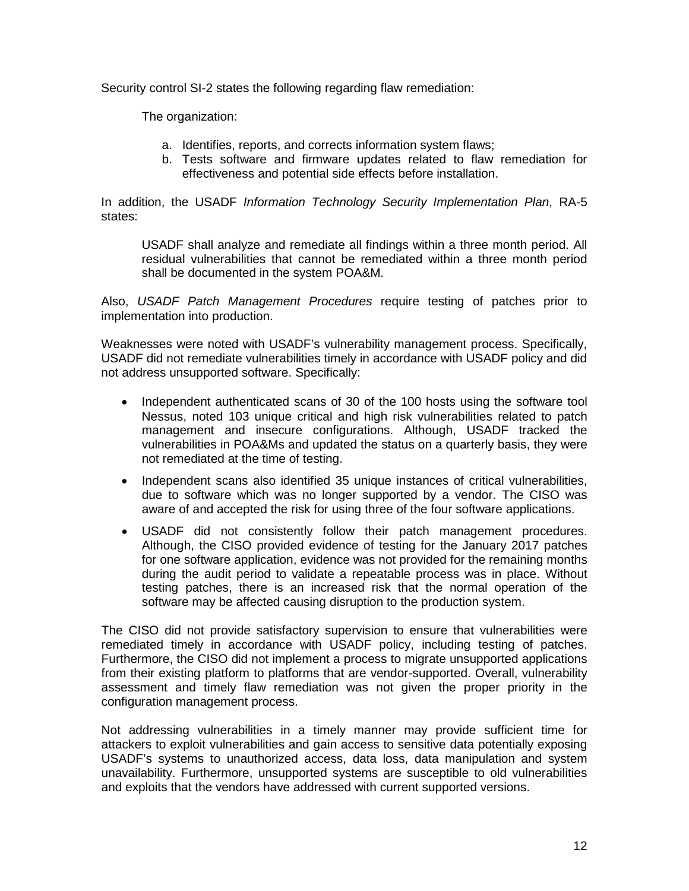Security control SI-2 states the following regarding flaw remediation:

> The organization:
>
> a. Identifies, reports, and corrects information system flaws;
> b. Tests software and firmware updates related to flaw remediation for effectiveness and potential side effects before installation.

In addition, the USADF *Information Technology Security Implementation Plan*, RA-5 states:

> USADF shall analyze and remediate all findings within a three month period. All residual vulnerabilities that cannot be remediated within a three month period shall be documented in the system POA&M.

Also, *USADF Patch Management Procedures* require testing of patches prior to implementation into production.

Weaknesses were noted with USADF's vulnerability management process. Specifically, USADF did not remediate vulnerabilities timely in accordance with USADF policy and did not address unsupported software. Specifically:

- Independent authenticated scans of 30 of the 100 hosts using the software tool Nessus, noted 103 unique critical and high risk vulnerabilities related to patch management and insecure configurations. Although, USADF tracked the vulnerabilities in POA&Ms and updated the status on a quarterly basis, they were not remediated at the time of testing.
- Independent scans also identified 35 unique instances of critical vulnerabilities, due to software which was no longer supported by a vendor. The CISO was aware of and accepted the risk for using three of the four software applications.
- USADF did not consistently follow their patch management procedures. Although, the CISO provided evidence of testing for the January 2017 patches for one software application, evidence was not provided for the remaining months during the audit period to validate a repeatable process was in place. Without testing patches, there is an increased risk that the normal operation of the software may be affected causing disruption to the production system.

The CISO did not provide satisfactory supervision to ensure that vulnerabilities were remediated timely in accordance with USADF policy, including testing of patches. Furthermore, the CISO did not implement a process to migrate unsupported applications from their existing platform to platforms that are vendor-supported. Overall, vulnerability assessment and timely flaw remediation was not given the proper priority in the configuration management process.

Not addressing vulnerabilities in a timely manner may provide sufficient time for attackers to exploit vulnerabilities and gain access to sensitive data potentially exposing USADF's systems to unauthorized access, data loss, data manipulation and system unavailability. Furthermore, unsupported systems are susceptible to old vulnerabilities and exploits that the vendors have addressed with current supported versions.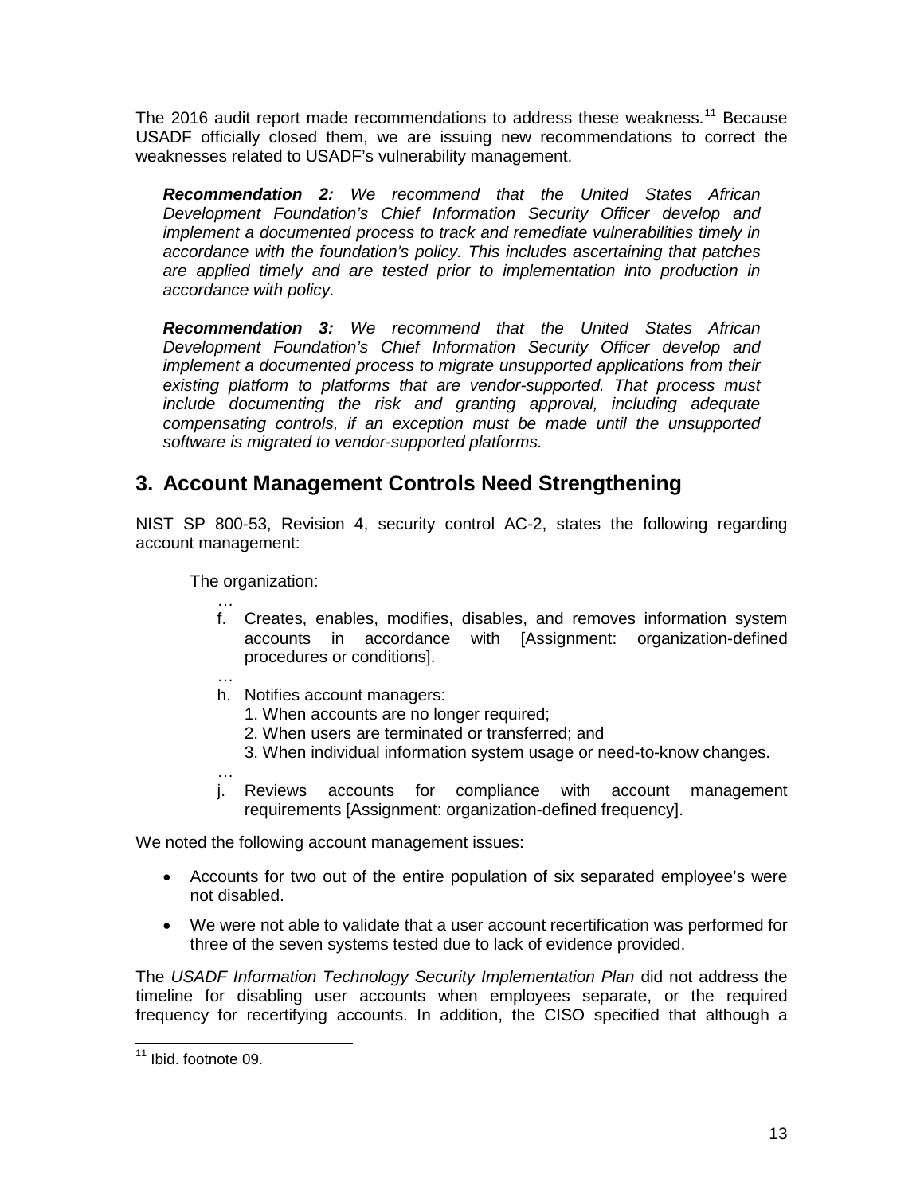The 2016 audit report made recommendations to address these weakness.[11] Because USADF officially closed them, we are issuing new recommendations to correct the weaknesses related to USADF's vulnerability management.

> ***Recommendation 2:*** *We recommend that the United States African Development Foundation's Chief Information Security Officer develop and implement a documented process to track and remediate vulnerabilities timely in accordance with the foundation's policy. This includes ascertaining that patches are applied timely and are tested prior to implementation into production in accordance with policy.*
>
> ***Recommendation 3:*** *We recommend that the United States African Development Foundation's Chief Information Security Officer develop and implement a documented process to migrate unsupported applications from their existing platform to platforms that are vendor-supported. That process must include documenting the risk and granting approval, including adequate compensating controls, if an exception must be made until the unsupported software is migrated to vendor-supported platforms.*

## 3. Account Management Controls Need Strengthening

NIST SP 800-53, Revision 4, security control AC-2, states the following regarding account management:

> The organization:
>
> …
>
> f. Creates, enables, modifies, disables, and removes information system accounts in accordance with [Assignment: organization-defined procedures or conditions].
>
> …
>
> h. Notifies account managers:
>    1. When accounts are no longer required;
>    2. When users are terminated or transferred; and
>    3. When individual information system usage or need-to-know changes.
>
> …
>
> j. Reviews accounts for compliance with account management requirements [Assignment: organization-defined frequency].

We noted the following account management issues:

- Accounts for two out of the entire population of six separated employee's were not disabled.
- We were not able to validate that a user account recertification was performed for three of the seven systems tested due to lack of evidence provided.

The *USADF Information Technology Security Implementation Plan* did not address the timeline for disabling user accounts when employees separate, or the required frequency for recertifying accounts. In addition, the CISO specified that although a

[11] Ibid. footnote 09.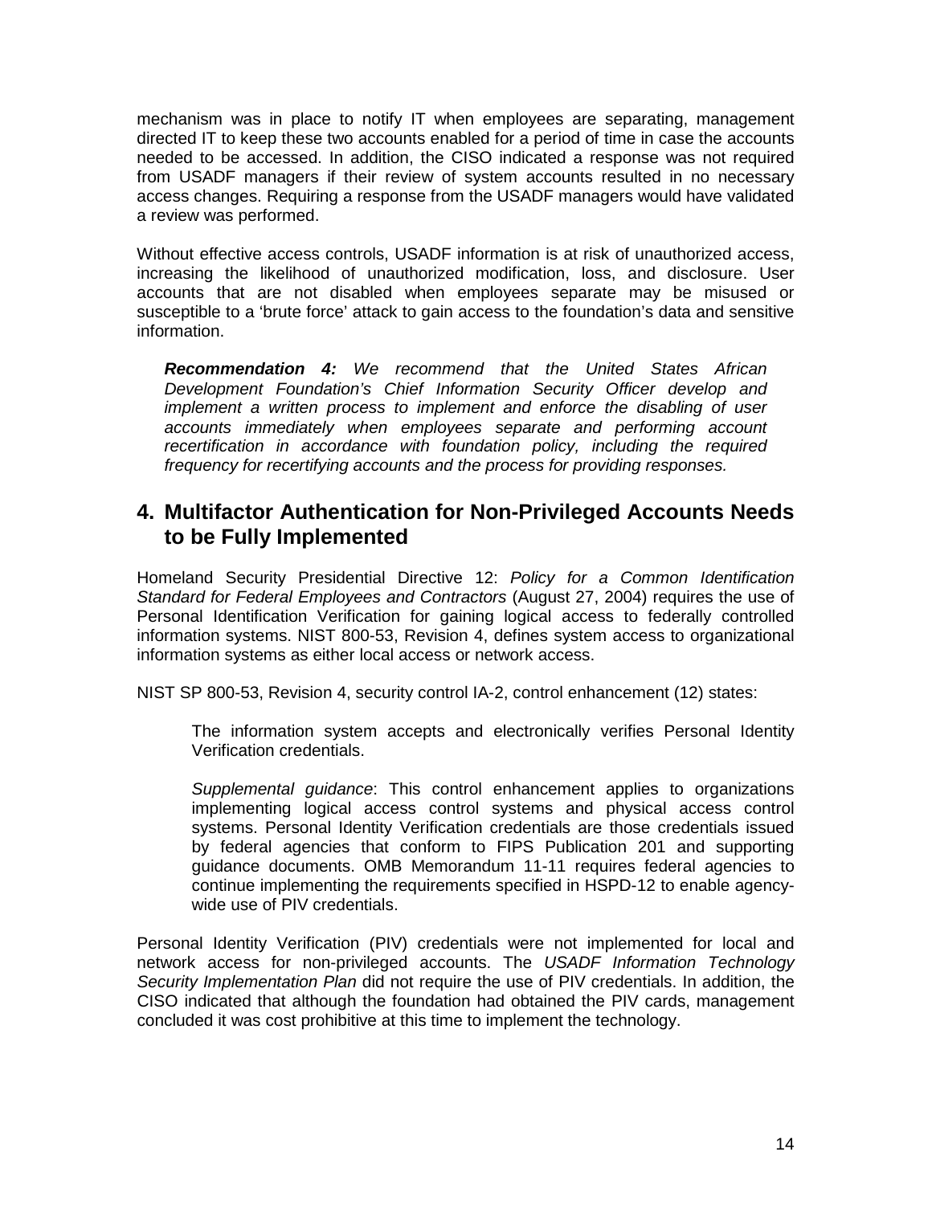mechanism was in place to notify IT when employees are separating, management directed IT to keep these two accounts enabled for a period of time in case the accounts needed to be accessed. In addition, the CISO indicated a response was not required from USADF managers if their review of system accounts resulted in no necessary access changes. Requiring a response from the USADF managers would have validated a review was performed.

Without effective access controls, USADF information is at risk of unauthorized access, increasing the likelihood of unauthorized modification, loss, and disclosure. User accounts that are not disabled when employees separate may be misused or susceptible to a 'brute force' attack to gain access to the foundation's data and sensitive information.

> ***Recommendation 4:*** *We recommend that the United States African Development Foundation's Chief Information Security Officer develop and implement a written process to implement and enforce the disabling of user accounts immediately when employees separate and performing account recertification in accordance with foundation policy, including the required frequency for recertifying accounts and the process for providing responses.*

## 4. Multifactor Authentication for Non-Privileged Accounts Needs to be Fully Implemented

Homeland Security Presidential Directive 12: *Policy for a Common Identification Standard for Federal Employees and Contractors* (August 27, 2004) requires the use of Personal Identification Verification for gaining logical access to federally controlled information systems. NIST 800-53, Revision 4, defines system access to organizational information systems as either local access or network access.

NIST SP 800-53, Revision 4, security control IA-2, control enhancement (12) states:

> The information system accepts and electronically verifies Personal Identity Verification credentials.
>
> *Supplemental guidance*: This control enhancement applies to organizations implementing logical access control systems and physical access control systems. Personal Identity Verification credentials are those credentials issued by federal agencies that conform to FIPS Publication 201 and supporting guidance documents. OMB Memorandum 11-11 requires federal agencies to continue implementing the requirements specified in HSPD-12 to enable agency-wide use of PIV credentials.

Personal Identity Verification (PIV) credentials were not implemented for local and network access for non-privileged accounts. The *USADF Information Technology Security Implementation Plan* did not require the use of PIV credentials. In addition, the CISO indicated that although the foundation had obtained the PIV cards, management concluded it was cost prohibitive at this time to implement the technology.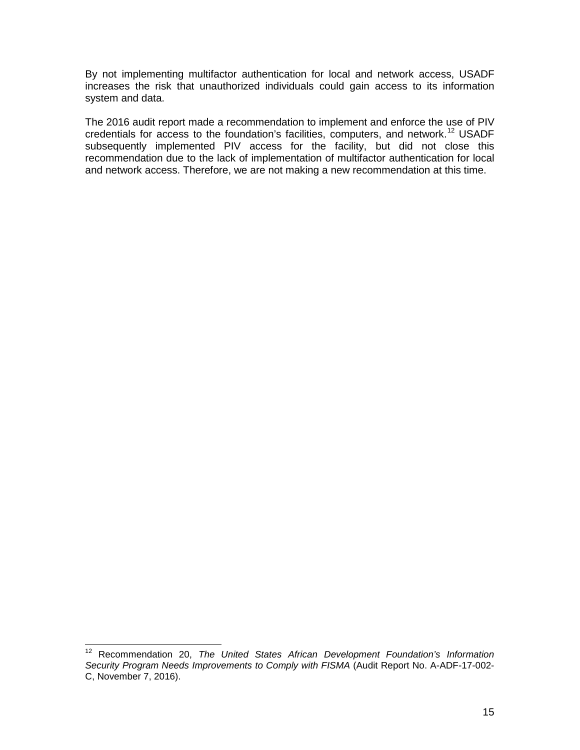By not implementing multifactor authentication for local and network access, USADF increases the risk that unauthorized individuals could gain access to its information system and data.

The 2016 audit report made a recommendation to implement and enforce the use of PIV credentials for access to the foundation's facilities, computers, and network.[12] USADF subsequently implemented PIV access for the facility, but did not close this recommendation due to the lack of implementation of multifactor authentication for local and network access. Therefore, we are not making a new recommendation at this time.

---

[12] Recommendation 20, *The United States African Development Foundation's Information Security Program Needs Improvements to Comply with FISMA* (Audit Report No. A-ADF-17-002-C, November 7, 2016).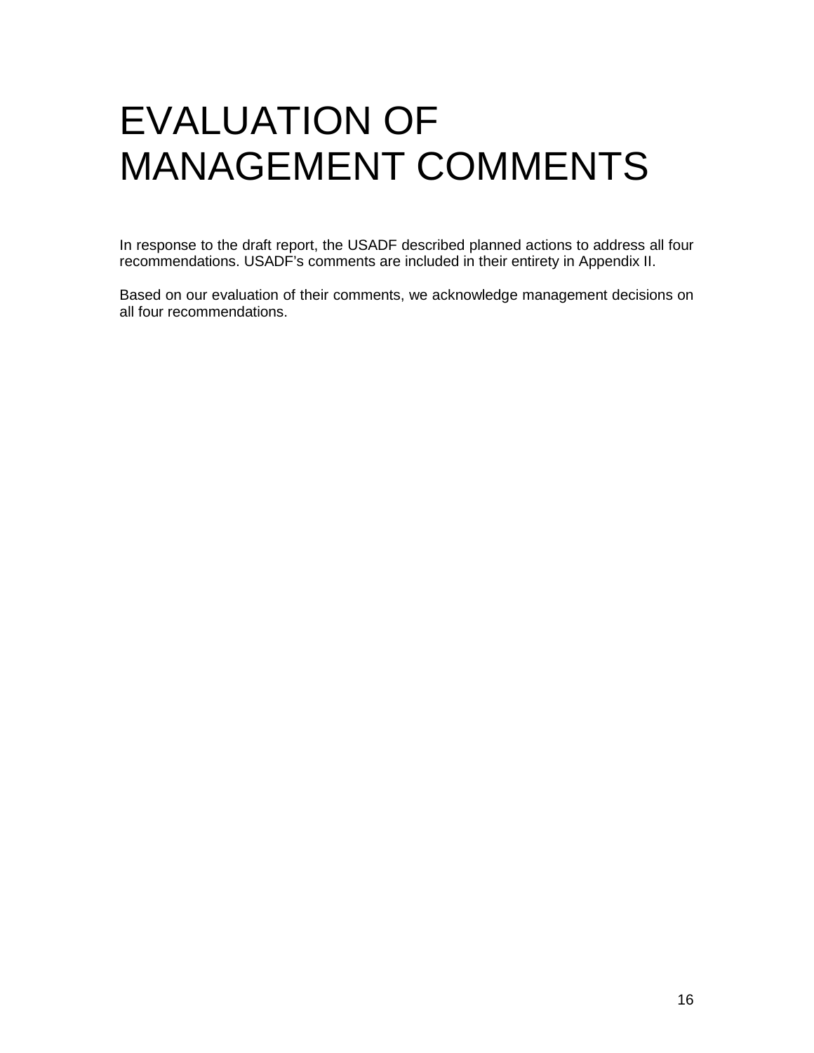# EVALUATION OF MANAGEMENT COMMENTS

In response to the draft report, the USADF described planned actions to address all four recommendations. USADF's comments are included in their entirety in Appendix II.

Based on our evaluation of their comments, we acknowledge management decisions on all four recommendations.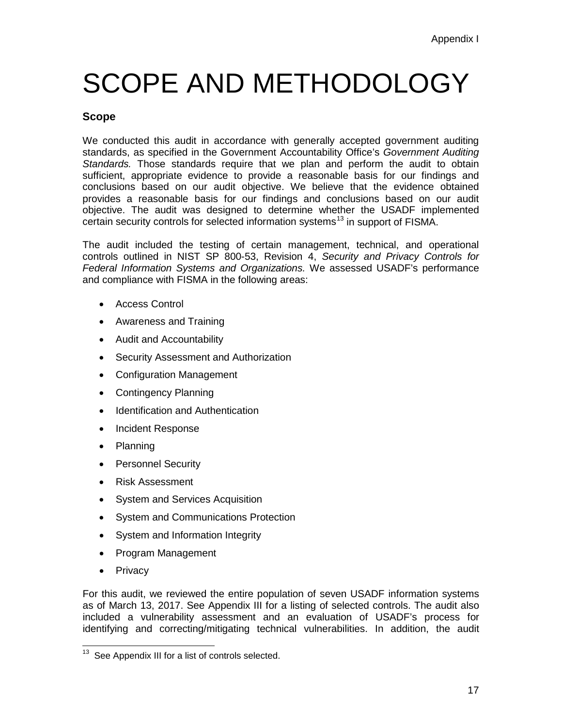# SCOPE AND METHODOLOGY

### Scope

We conducted this audit in accordance with generally accepted government auditing standards, as specified in the Government Accountability Office's *Government Auditing Standards.* Those standards require that we plan and perform the audit to obtain sufficient, appropriate evidence to provide a reasonable basis for our findings and conclusions based on our audit objective. We believe that the evidence obtained provides a reasonable basis for our findings and conclusions based on our audit objective. The audit was designed to determine whether the USADF implemented certain security controls for selected information systems[13] in support of FISMA.

The audit included the testing of certain management, technical, and operational controls outlined in NIST SP 800-53, Revision 4, *Security and Privacy Controls for Federal Information Systems and Organizations.* We assessed USADF's performance and compliance with FISMA in the following areas:

- Access Control
- Awareness and Training
- Audit and Accountability
- Security Assessment and Authorization
- Configuration Management
- Contingency Planning
- Identification and Authentication
- Incident Response
- Planning
- Personnel Security
- Risk Assessment
- System and Services Acquisition
- System and Communications Protection
- System and Information Integrity
- Program Management
- Privacy

For this audit, we reviewed the entire population of seven USADF information systems as of March 13, 2017. See Appendix III for a listing of selected controls. The audit also included a vulnerability assessment and an evaluation of USADF's process for identifying and correcting/mitigating technical vulnerabilities. In addition, the audit

[13] See Appendix III for a list of controls selected.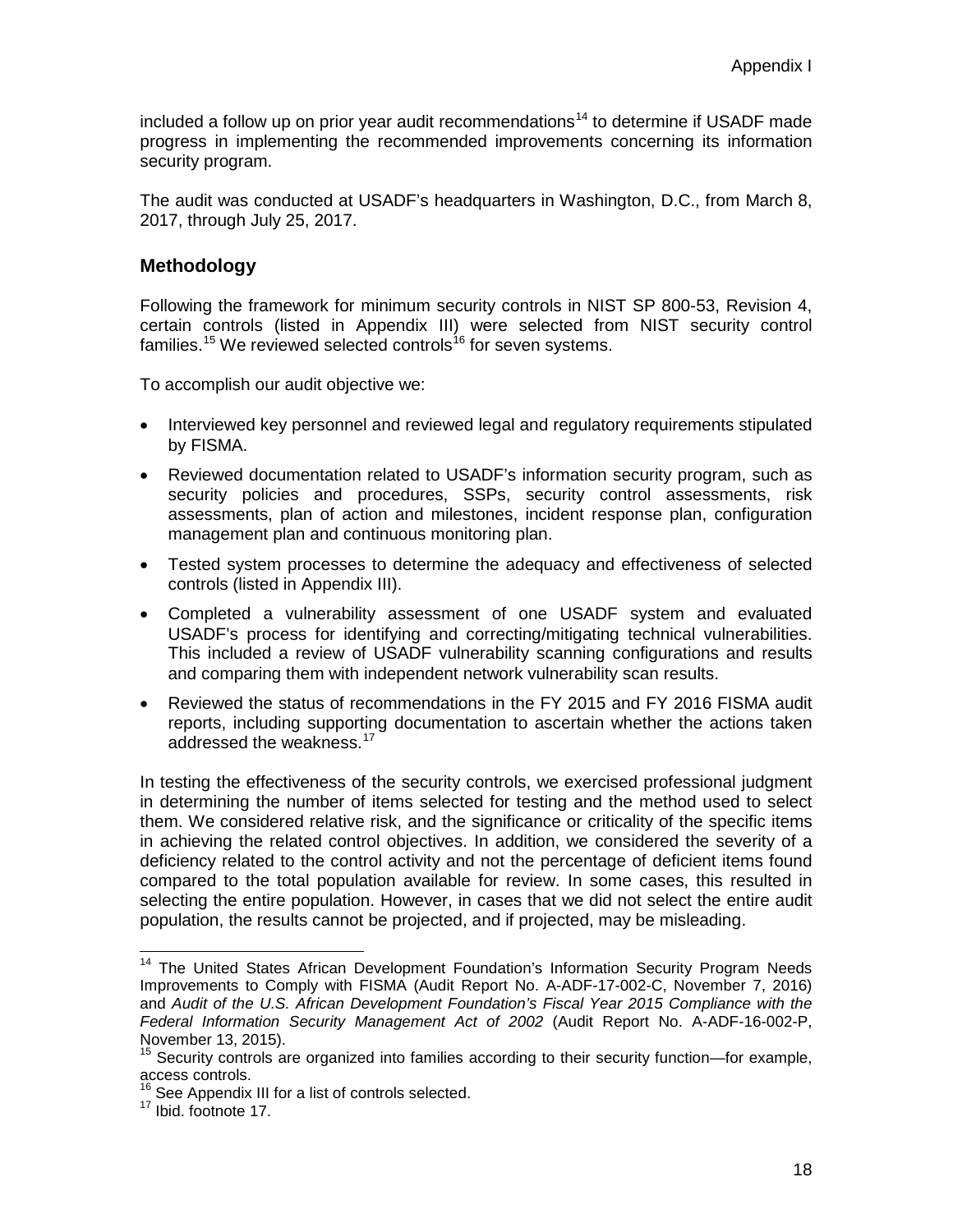included a follow up on prior year audit recommendations[14] to determine if USADF made progress in implementing the recommended improvements concerning its information security program.

The audit was conducted at USADF's headquarters in Washington, D.C., from March 8, 2017, through July 25, 2017.

## Methodology

Following the framework for minimum security controls in NIST SP 800-53, Revision 4, certain controls (listed in Appendix III) were selected from NIST security control families.[15] We reviewed selected controls[16] for seven systems.

To accomplish our audit objective we:

- Interviewed key personnel and reviewed legal and regulatory requirements stipulated by FISMA.
- Reviewed documentation related to USADF's information security program, such as security policies and procedures, SSPs, security control assessments, risk assessments, plan of action and milestones, incident response plan, configuration management plan and continuous monitoring plan.
- Tested system processes to determine the adequacy and effectiveness of selected controls (listed in Appendix III).
- Completed a vulnerability assessment of one USADF system and evaluated USADF's process for identifying and correcting/mitigating technical vulnerabilities. This included a review of USADF vulnerability scanning configurations and results and comparing them with independent network vulnerability scan results.
- Reviewed the status of recommendations in the FY 2015 and FY 2016 FISMA audit reports, including supporting documentation to ascertain whether the actions taken addressed the weakness.[17]

In testing the effectiveness of the security controls, we exercised professional judgment in determining the number of items selected for testing and the method used to select them. We considered relative risk, and the significance or criticality of the specific items in achieving the related control objectives. In addition, we considered the severity of a deficiency related to the control activity and not the percentage of deficient items found compared to the total population available for review. In some cases, this resulted in selecting the entire population. However, in cases that we did not select the entire audit population, the results cannot be projected, and if projected, may be misleading.

---

[14] The United States African Development Foundation's Information Security Program Needs Improvements to Comply with FISMA (Audit Report No. A-ADF-17-002-C, November 7, 2016) and *Audit of the U.S. African Development Foundation's Fiscal Year 2015 Compliance with the Federal Information Security Management Act of 2002* (Audit Report No. A-ADF-16-002-P, November 13, 2015).

[15] Security controls are organized into families according to their security function—for example, access controls.

[16] See Appendix III for a list of controls selected.

[17] Ibid. footnote 17.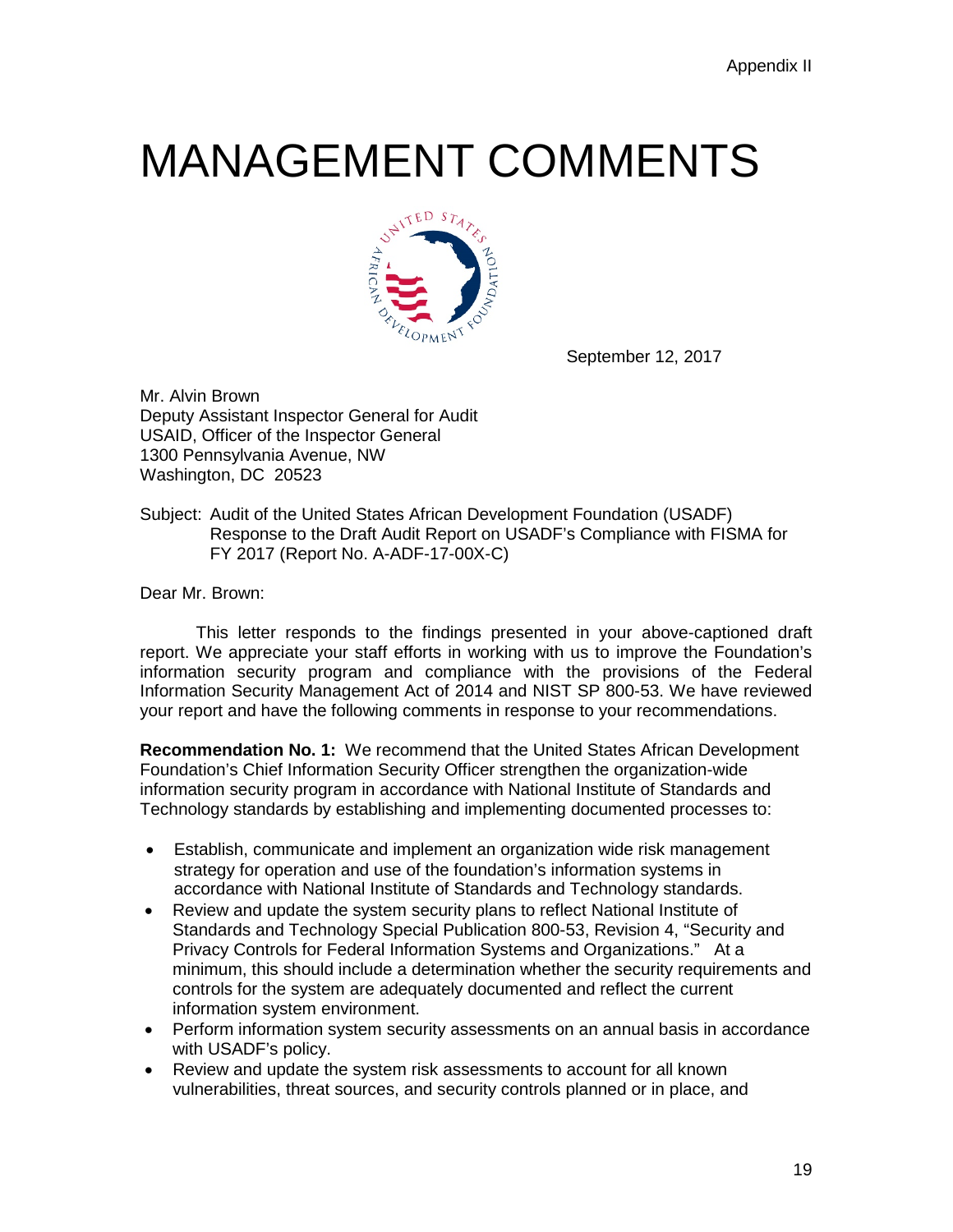# MANAGEMENT COMMENTS

September 12, 2017

Mr. Alvin Brown
Deputy Assistant Inspector General for Audit
USAID, Officer of the Inspector General
1300 Pennsylvania Avenue, NW
Washington, DC 20523

Subject: Audit of the United States African Development Foundation (USADF) Response to the Draft Audit Report on USADF's Compliance with FISMA for FY 2017 (Report No. A-ADF-17-00X-C)

Dear Mr. Brown:

This letter responds to the findings presented in your above-captioned draft report. We appreciate your staff efforts in working with us to improve the Foundation's information security program and compliance with the provisions of the Federal Information Security Management Act of 2014 and NIST SP 800-53. We have reviewed your report and have the following comments in response to your recommendations.

**Recommendation No. 1:** We recommend that the United States African Development Foundation's Chief Information Security Officer strengthen the organization-wide information security program in accordance with National Institute of Standards and Technology standards by establishing and implementing documented processes to:

- Establish, communicate and implement an organization wide risk management strategy for operation and use of the foundation's information systems in accordance with National Institute of Standards and Technology standards.
- Review and update the system security plans to reflect National Institute of Standards and Technology Special Publication 800-53, Revision 4, "Security and Privacy Controls for Federal Information Systems and Organizations." At a minimum, this should include a determination whether the security requirements and controls for the system are adequately documented and reflect the current information system environment.
- Perform information system security assessments on an annual basis in accordance with USADF's policy.
- Review and update the system risk assessments to account for all known vulnerabilities, threat sources, and security controls planned or in place, and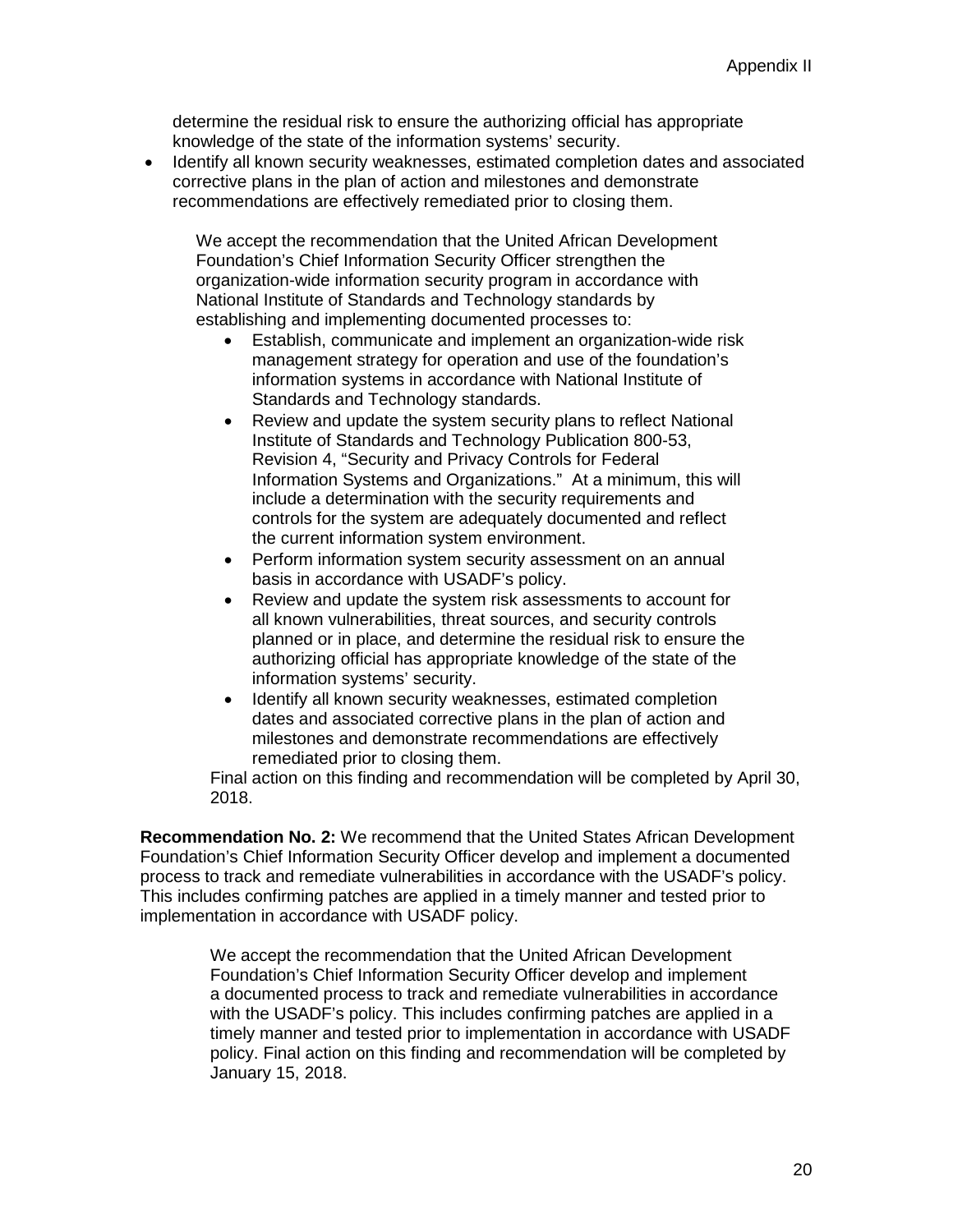determine the residual risk to ensure the authorizing official has appropriate knowledge of the state of the information systems' security.

- Identify all known security weaknesses, estimated completion dates and associated corrective plans in the plan of action and milestones and demonstrate recommendations are effectively remediated prior to closing them.

> We accept the recommendation that the United African Development Foundation's Chief Information Security Officer strengthen the organization-wide information security program in accordance with National Institute of Standards and Technology standards by establishing and implementing documented processes to:
>
> - Establish, communicate and implement an organization-wide risk management strategy for operation and use of the foundation's information systems in accordance with National Institute of Standards and Technology standards.
> - Review and update the system security plans to reflect National Institute of Standards and Technology Publication 800-53, Revision 4, "Security and Privacy Controls for Federal Information Systems and Organizations." At a minimum, this will include a determination with the security requirements and controls for the system are adequately documented and reflect the current information system environment.
> - Perform information system security assessment on an annual basis in accordance with USADF's policy.
> - Review and update the system risk assessments to account for all known vulnerabilities, threat sources, and security controls planned or in place, and determine the residual risk to ensure the authorizing official has appropriate knowledge of the state of the information systems' security.
> - Identify all known security weaknesses, estimated completion dates and associated corrective plans in the plan of action and milestones and demonstrate recommendations are effectively remediated prior to closing them.
>
> Final action on this finding and recommendation will be completed by April 30, 2018.

**Recommendation No. 2:** We recommend that the United States African Development Foundation's Chief Information Security Officer develop and implement a documented process to track and remediate vulnerabilities in accordance with the USADF's policy. This includes confirming patches are applied in a timely manner and tested prior to implementation in accordance with USADF policy.

> We accept the recommendation that the United African Development Foundation's Chief Information Security Officer develop and implement a documented process to track and remediate vulnerabilities in accordance with the USADF's policy. This includes confirming patches are applied in a timely manner and tested prior to implementation in accordance with USADF policy. Final action on this finding and recommendation will be completed by January 15, 2018.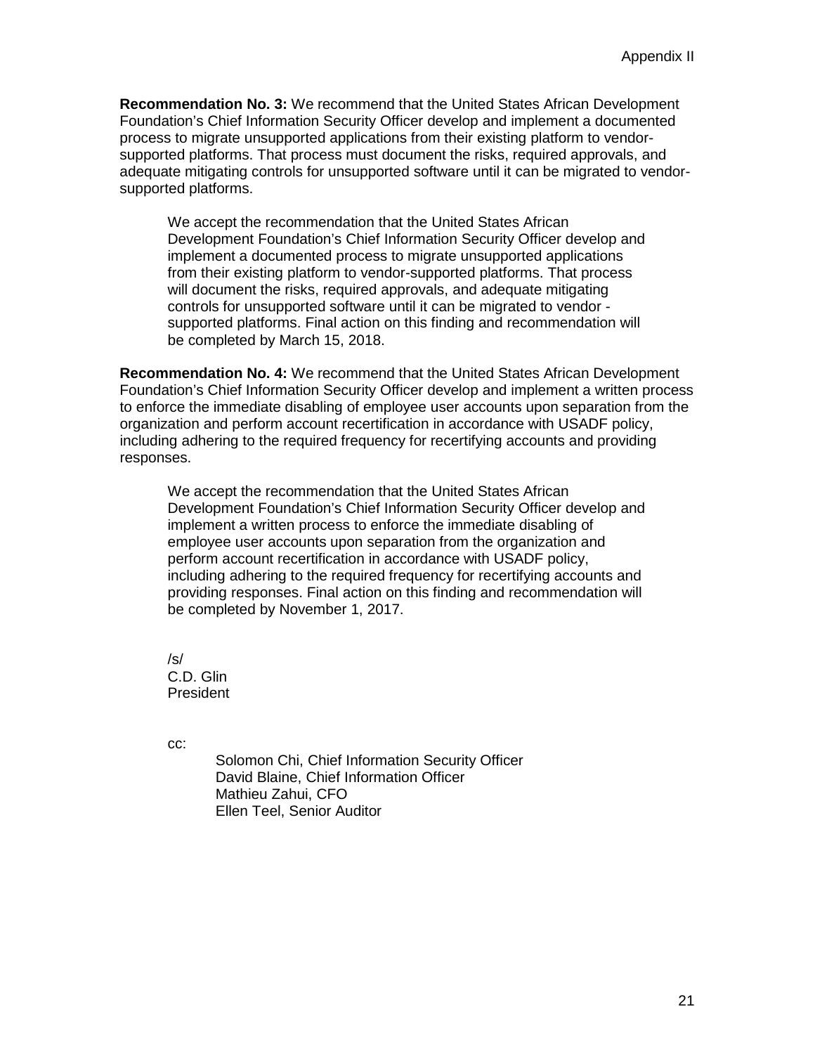**Recommendation No. 3:** We recommend that the United States African Development Foundation's Chief Information Security Officer develop and implement a documented process to migrate unsupported applications from their existing platform to vendor-supported platforms. That process must document the risks, required approvals, and adequate mitigating controls for unsupported software until it can be migrated to vendor-supported platforms.

> We accept the recommendation that the United States African Development Foundation's Chief Information Security Officer develop and implement a documented process to migrate unsupported applications from their existing platform to vendor-supported platforms. That process will document the risks, required approvals, and adequate mitigating controls for unsupported software until it can be migrated to vendor - supported platforms. Final action on this finding and recommendation will be completed by March 15, 2018.

**Recommendation No. 4:** We recommend that the United States African Development Foundation's Chief Information Security Officer develop and implement a written process to enforce the immediate disabling of employee user accounts upon separation from the organization and perform account recertification in accordance with USADF policy, including adhering to the required frequency for recertifying accounts and providing responses.

> We accept the recommendation that the United States African Development Foundation's Chief Information Security Officer develop and implement a written process to enforce the immediate disabling of employee user accounts upon separation from the organization and perform account recertification in accordance with USADF policy, including adhering to the required frequency for recertifying accounts and providing responses. Final action on this finding and recommendation will be completed by November 1, 2017.

/s/
C.D. Glin
President

cc:

Solomon Chi, Chief Information Security Officer
David Blaine, Chief Information Officer
Mathieu Zahui, CFO
Ellen Teel, Senior Auditor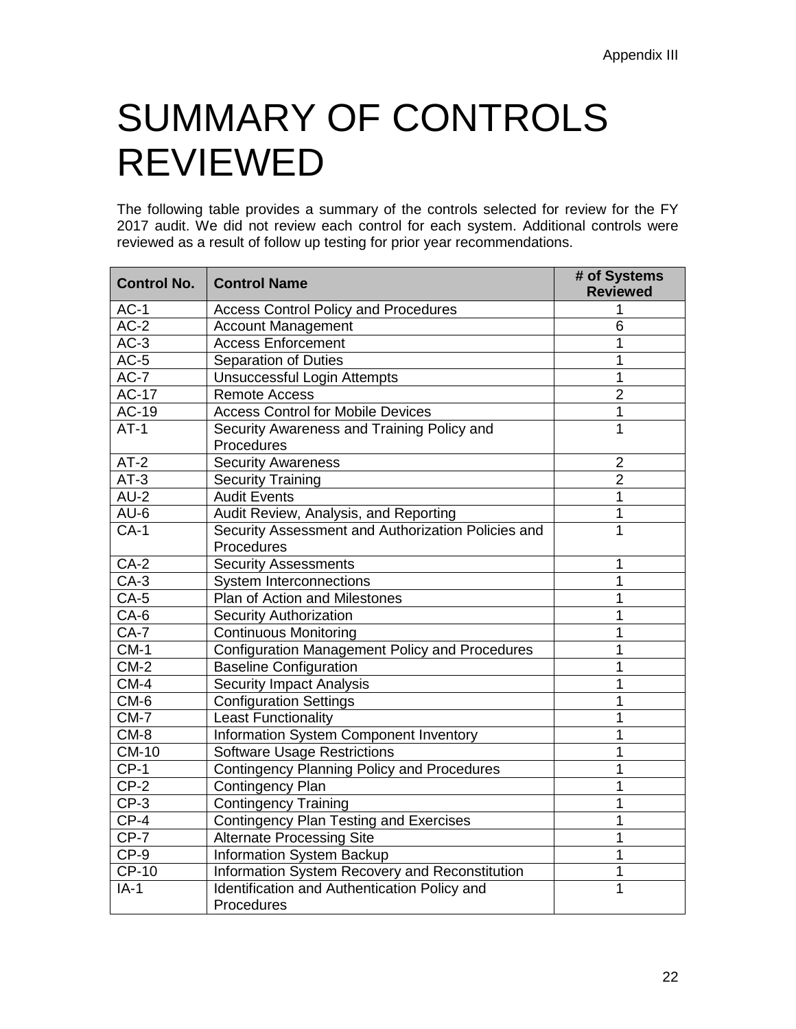Appendix III

# SUMMARY OF CONTROLS REVIEWED

The following table provides a summary of the controls selected for review for the FY 2017 audit. We did not review each control for each system. Additional controls were reviewed as a result of follow up testing for prior year recommendations.

| Control No. | Control Name | # of Systems Reviewed |
|---|---|---|
| AC-1 | Access Control Policy and Procedures | 1 |
| AC-2 | Account Management | 6 |
| AC-3 | Access Enforcement | 1 |
| AC-5 | Separation of Duties | 1 |
| AC-7 | Unsuccessful Login Attempts | 1 |
| AC-17 | Remote Access | 2 |
| AC-19 | Access Control for Mobile Devices | 1 |
| AT-1 | Security Awareness and Training Policy and Procedures | 1 |
| AT-2 | Security Awareness | 2 |
| AT-3 | Security Training | 2 |
| AU-2 | Audit Events | 1 |
| AU-6 | Audit Review, Analysis, and Reporting | 1 |
| CA-1 | Security Assessment and Authorization Policies and Procedures | 1 |
| CA-2 | Security Assessments | 1 |
| CA-3 | System Interconnections | 1 |
| CA-5 | Plan of Action and Milestones | 1 |
| CA-6 | Security Authorization | 1 |
| CA-7 | Continuous Monitoring | 1 |
| CM-1 | Configuration Management Policy and Procedures | 1 |
| CM-2 | Baseline Configuration | 1 |
| CM-4 | Security Impact Analysis | 1 |
| CM-6 | Configuration Settings | 1 |
| CM-7 | Least Functionality | 1 |
| CM-8 | Information System Component Inventory | 1 |
| CM-10 | Software Usage Restrictions | 1 |
| CP-1 | Contingency Planning Policy and Procedures | 1 |
| CP-2 | Contingency Plan | 1 |
| CP-3 | Contingency Training | 1 |
| CP-4 | Contingency Plan Testing and Exercises | 1 |
| CP-7 | Alternate Processing Site | 1 |
| CP-9 | Information System Backup | 1 |
| CP-10 | Information System Recovery and Reconstitution | 1 |
| IA-1 | Identification and Authentication Policy and Procedures | 1 |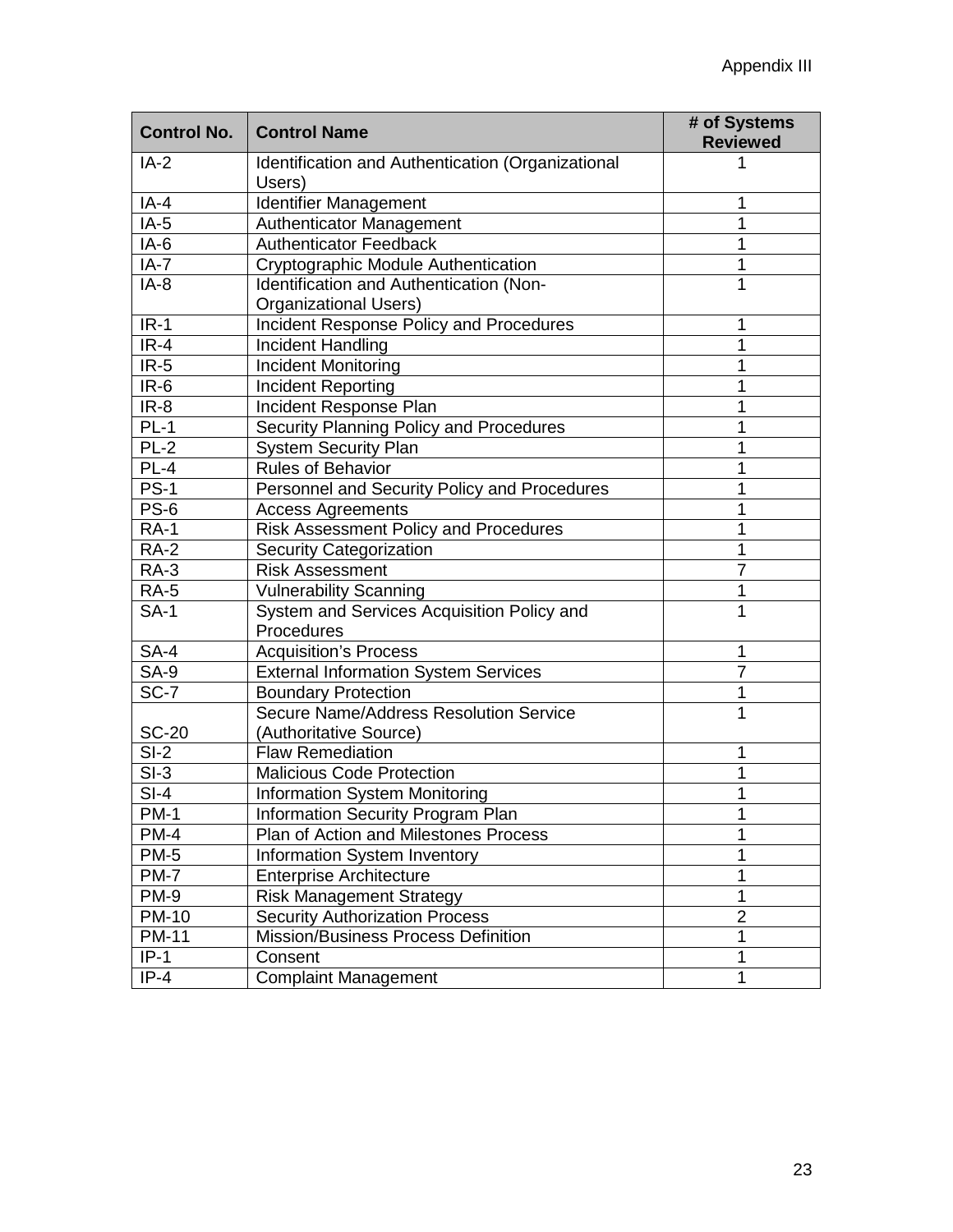| Control No. | Control Name | # of Systems Reviewed |
|---|---|---|
| IA-2 | Identification and Authentication (Organizational Users) | 1 |
| IA-4 | Identifier Management | 1 |
| IA-5 | Authenticator Management | 1 |
| IA-6 | Authenticator Feedback | 1 |
| IA-7 | Cryptographic Module Authentication | 1 |
| IA-8 | Identification and Authentication (Non-Organizational Users) | 1 |
| IR-1 | Incident Response Policy and Procedures | 1 |
| IR-4 | Incident Handling | 1 |
| IR-5 | Incident Monitoring | 1 |
| IR-6 | Incident Reporting | 1 |
| IR-8 | Incident Response Plan | 1 |
| PL-1 | Security Planning Policy and Procedures | 1 |
| PL-2 | System Security Plan | 1 |
| PL-4 | Rules of Behavior | 1 |
| PS-1 | Personnel and Security Policy and Procedures | 1 |
| PS-6 | Access Agreements | 1 |
| RA-1 | Risk Assessment Policy and Procedures | 1 |
| RA-2 | Security Categorization | 1 |
| RA-3 | Risk Assessment | 7 |
| RA-5 | Vulnerability Scanning | 1 |
| SA-1 | System and Services Acquisition Policy and Procedures | 1 |
| SA-4 | Acquisition's Process | 1 |
| SA-9 | External Information System Services | 7 |
| SC-7 | Boundary Protection | 1 |
| SC-20 | Secure Name/Address Resolution Service (Authoritative Source) | 1 |
| SI-2 | Flaw Remediation | 1 |
| SI-3 | Malicious Code Protection | 1 |
| SI-4 | Information System Monitoring | 1 |
| PM-1 | Information Security Program Plan | 1 |
| PM-4 | Plan of Action and Milestones Process | 1 |
| PM-5 | Information System Inventory | 1 |
| PM-7 | Enterprise Architecture | 1 |
| PM-9 | Risk Management Strategy | 1 |
| PM-10 | Security Authorization Process | 2 |
| PM-11 | Mission/Business Process Definition | 1 |
| IP-1 | Consent | 1 |
| IP-4 | Complaint Management | 1 |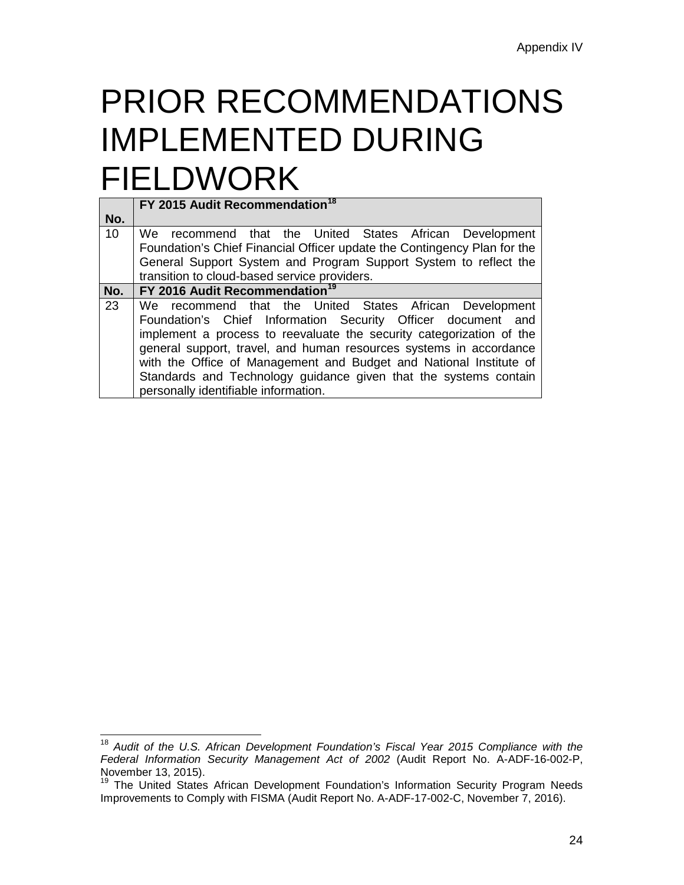# PRIOR RECOMMENDATIONS IMPLEMENTED DURING FIELDWORK

| No. | FY 2015 Audit Recommendation[18] |
|---|---|
| 10 | We recommend that the United States African Development Foundation's Chief Financial Officer update the Contingency Plan for the General Support System and Program Support System to reflect the transition to cloud-based service providers. |
| **No.** | **FY 2016 Audit Recommendation[19]** |
| 23 | We recommend that the United States African Development Foundation's Chief Information Security Officer document and implement a process to reevaluate the security categorization of the general support, travel, and human resources systems in accordance with the Office of Management and Budget and National Institute of Standards and Technology guidance given that the systems contain personally identifiable information. |

[18] *Audit of the U.S. African Development Foundation's Fiscal Year 2015 Compliance with the Federal Information Security Management Act of 2002* (Audit Report No. A-ADF-16-002-P, November 13, 2015).

[19] The United States African Development Foundation's Information Security Program Needs Improvements to Comply with FISMA (Audit Report No. A-ADF-17-002-C, November 7, 2016).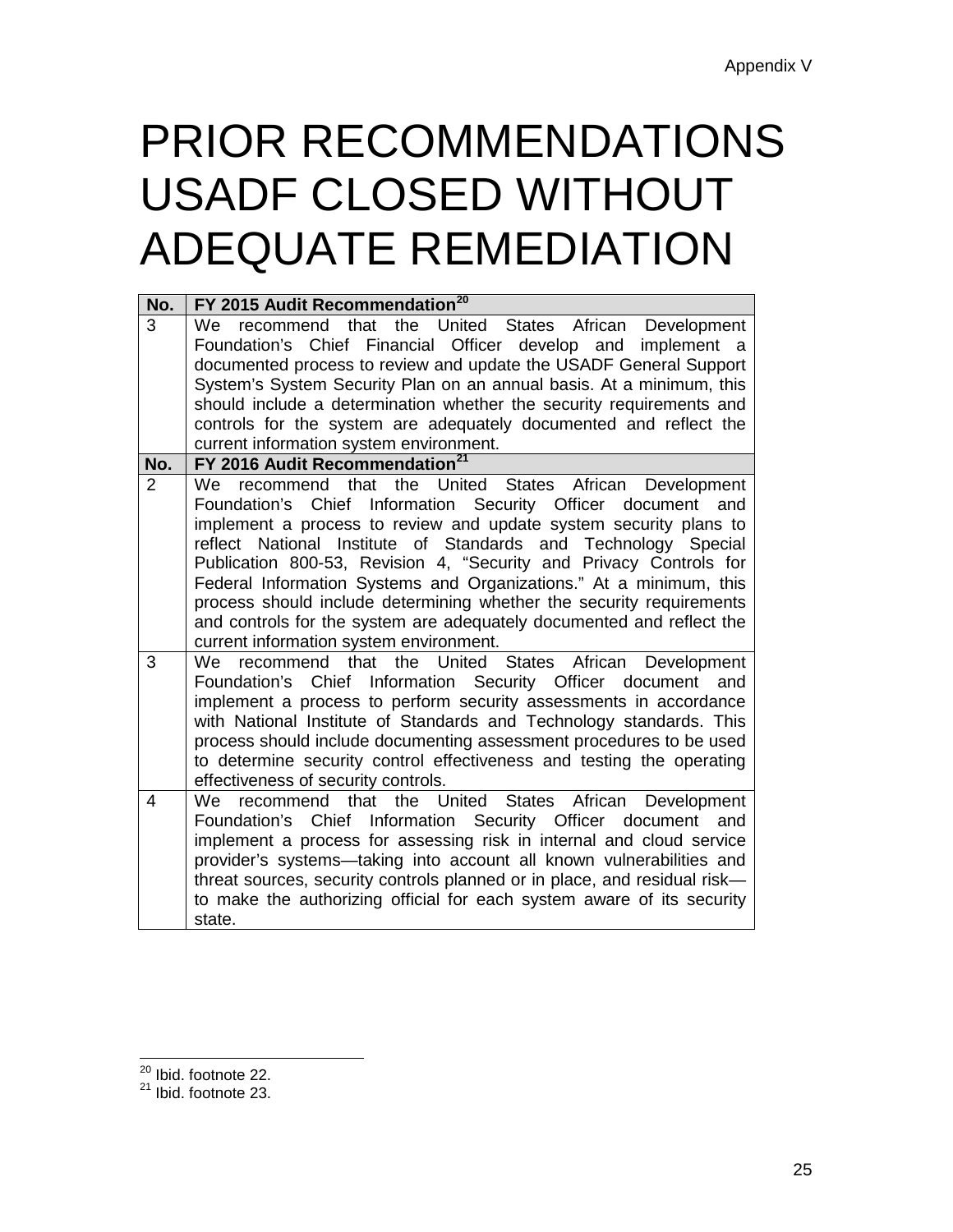Appendix V

# PRIOR RECOMMENDATIONS USADF CLOSED WITHOUT ADEQUATE REMEDIATION

| No. | FY 2015 Audit Recommendation[20] |
|---|---|
| 3 | We recommend that the United States African Development Foundation's Chief Financial Officer develop and implement a documented process to review and update the USADF General Support System's System Security Plan on an annual basis. At a minimum, this should include a determination whether the security requirements and controls for the system are adequately documented and reflect the current information system environment. |
| **No.** | **FY 2016 Audit Recommendation[21]** |
| 2 | We recommend that the United States African Development Foundation's Chief Information Security Officer document and implement a process to review and update system security plans to reflect National Institute of Standards and Technology Special Publication 800-53, Revision 4, "Security and Privacy Controls for Federal Information Systems and Organizations." At a minimum, this process should include determining whether the security requirements and controls for the system are adequately documented and reflect the current information system environment. |
| 3 | We recommend that the United States African Development Foundation's Chief Information Security Officer document and implement a process to perform security assessments in accordance with National Institute of Standards and Technology standards. This process should include documenting assessment procedures to be used to determine security control effectiveness and testing the operating effectiveness of security controls. |
| 4 | We recommend that the United States African Development Foundation's Chief Information Security Officer document and implement a process for assessing risk in internal and cloud service provider's systems—taking into account all known vulnerabilities and threat sources, security controls planned or in place, and residual risk—to make the authorizing official for each system aware of its security state. |

[20] Ibid. footnote 22.
[21] Ibid. footnote 23.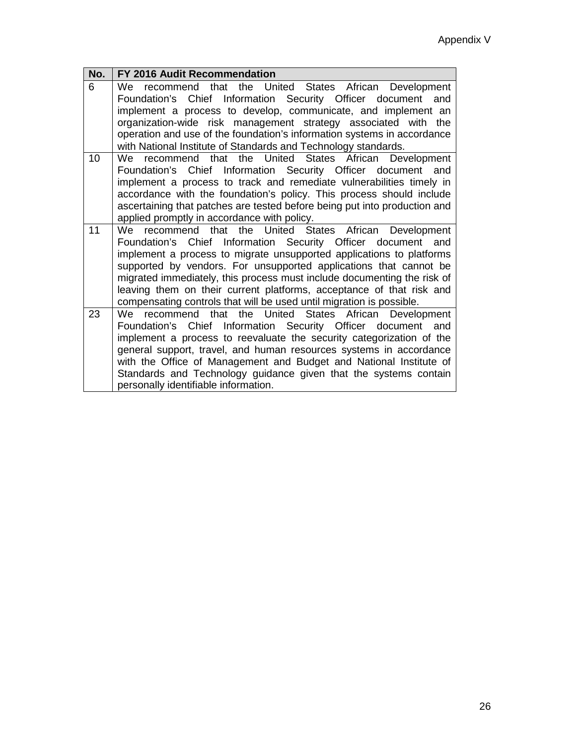Appendix V

| No. | FY 2016 Audit Recommendation |
|---|---|
| 6 | We recommend that the United States African Development Foundation's Chief Information Security Officer document and implement a process to develop, communicate, and implement an organization-wide risk management strategy associated with the operation and use of the foundation's information systems in accordance with National Institute of Standards and Technology standards. |
| 10 | We recommend that the United States African Development Foundation's Chief Information Security Officer document and implement a process to track and remediate vulnerabilities timely in accordance with the foundation's policy. This process should include ascertaining that patches are tested before being put into production and applied promptly in accordance with policy. |
| 11 | We recommend that the United States African Development Foundation's Chief Information Security Officer document and implement a process to migrate unsupported applications to platforms supported by vendors. For unsupported applications that cannot be migrated immediately, this process must include documenting the risk of leaving them on their current platforms, acceptance of that risk and compensating controls that will be used until migration is possible. |
| 23 | We recommend that the United States African Development Foundation's Chief Information Security Officer document and implement a process to reevaluate the security categorization of the general support, travel, and human resources systems in accordance with the Office of Management and Budget and National Institute of Standards and Technology guidance given that the systems contain personally identifiable information. |